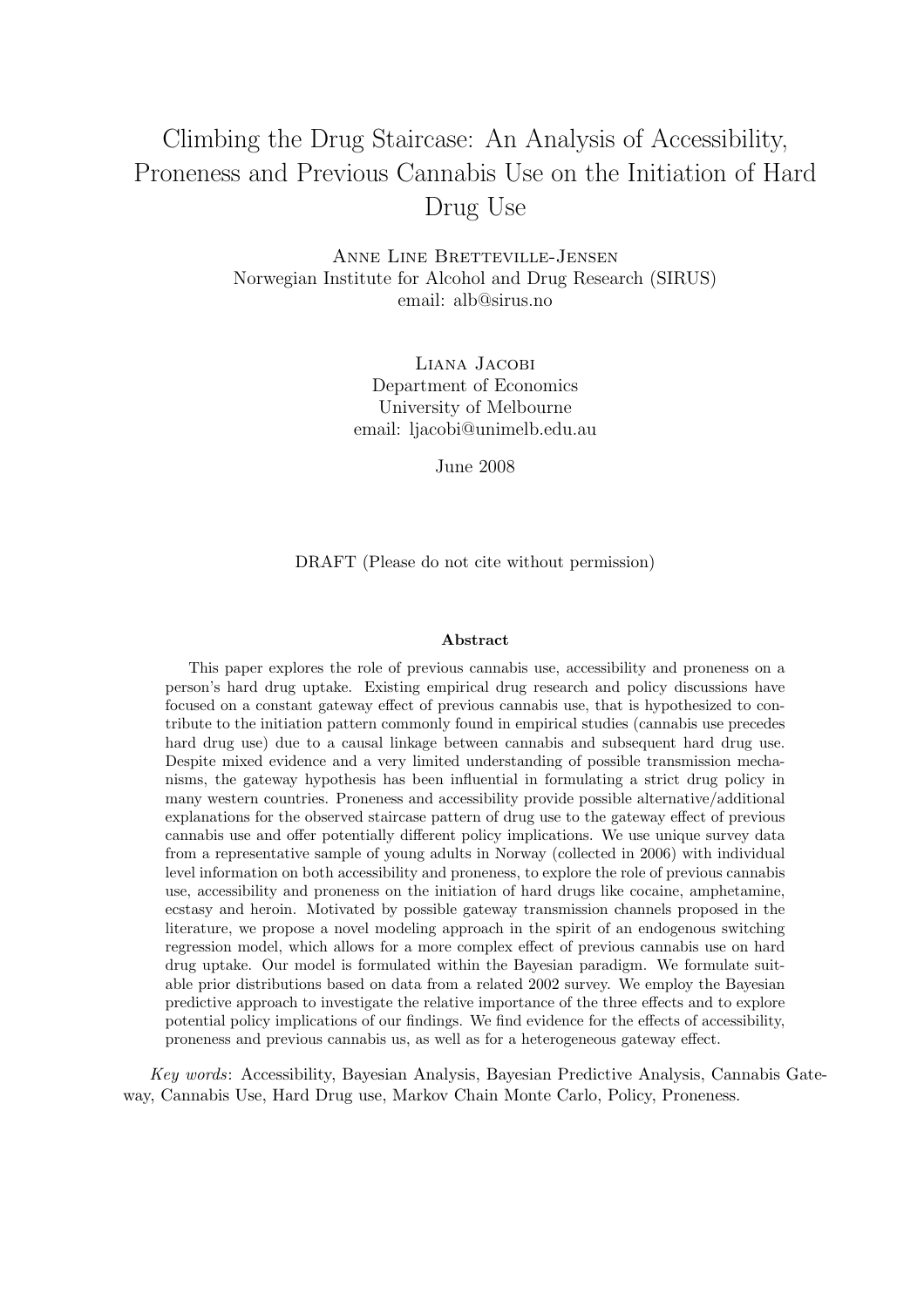# Climbing the Drug Staircase: An Analysis of Accessibility, Proneness and Previous Cannabis Use on the Initiation of Hard Drug Use

Anne Line Bretteville-Jensen
Norwegian Institute for Alcohol and Drug Research (SIRUS)
email: alb@sirus.no

Liana Jacobi
Department of Economics
University of Melbourne
email: ljacobi@unimelb.edu.au

June 2008

DRAFT (Please do not cite without permission)

**Abstract**

This paper explores the role of previous cannabis use, accessibility and proneness on a person's hard drug uptake. Existing empirical drug research and policy discussions have focused on a constant gateway effect of previous cannabis use, that is hypothesized to contribute to the initiation pattern commonly found in empirical studies (cannabis use precedes hard drug use) due to a causal linkage between cannabis and subsequent hard drug use. Despite mixed evidence and a very limited understanding of possible transmission mechanisms, the gateway hypothesis has been influential in formulating a strict drug policy in many western countries. Proneness and accessibility provide possible alternative/additional explanations for the observed staircase pattern of drug use to the gateway effect of previous cannabis use and offer potentially different policy implications. We use unique survey data from a representative sample of young adults in Norway (collected in 2006) with individual level information on both accessibility and proneness, to explore the role of previous cannabis use, accessibility and proneness on the initiation of hard drugs like cocaine, amphetamine, ecstasy and heroin. Motivated by possible gateway transmission channels proposed in the literature, we propose a novel modeling approach in the spirit of an endogenous switching regression model, which allows for a more complex effect of previous cannabis use on hard drug uptake. Our model is formulated within the Bayesian paradigm. We formulate suitable prior distributions based on data from a related 2002 survey. We employ the Bayesian predictive approach to investigate the relative importance of the three effects and to explore potential policy implications of our findings. We find evidence for the effects of accessibility, proneness and previous cannabis us, as well as for a heterogeneous gateway effect.

*Key words*: Accessibility, Bayesian Analysis, Bayesian Predictive Analysis, Cannabis Gateway, Cannabis Use, Hard Drug use, Markov Chain Monte Carlo, Policy, Proneness.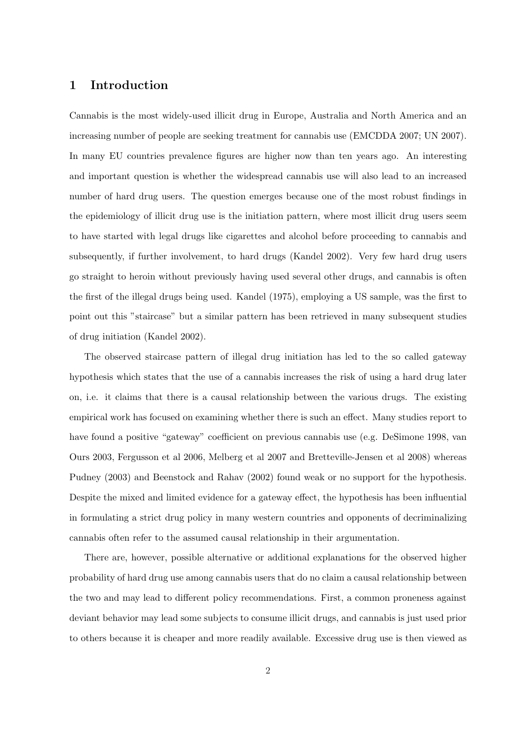## 1 Introduction

Cannabis is the most widely-used illicit drug in Europe, Australia and North America and an increasing number of people are seeking treatment for cannabis use (EMCDDA 2007; UN 2007). In many EU countries prevalence figures are higher now than ten years ago. An interesting and important question is whether the widespread cannabis use will also lead to an increased number of hard drug users. The question emerges because one of the most robust findings in the epidemiology of illicit drug use is the initiation pattern, where most illicit drug users seem to have started with legal drugs like cigarettes and alcohol before proceeding to cannabis and subsequently, if further involvement, to hard drugs (Kandel 2002). Very few hard drug users go straight to heroin without previously having used several other drugs, and cannabis is often the first of the illegal drugs being used. Kandel (1975), employing a US sample, was the first to point out this "staircase" but a similar pattern has been retrieved in many subsequent studies of drug initiation (Kandel 2002).

The observed staircase pattern of illegal drug initiation has led to the so called gateway hypothesis which states that the use of a cannabis increases the risk of using a hard drug later on, i.e. it claims that there is a causal relationship between the various drugs. The existing empirical work has focused on examining whether there is such an effect. Many studies report to have found a positive "gateway" coefficient on previous cannabis use (e.g. DeSimone 1998, van Ours 2003, Fergusson et al 2006, Melberg et al 2007 and Bretteville-Jensen et al 2008) whereas Pudney (2003) and Beenstock and Rahav (2002) found weak or no support for the hypothesis. Despite the mixed and limited evidence for a gateway effect, the hypothesis has been influential in formulating a strict drug policy in many western countries and opponents of decriminalizing cannabis often refer to the assumed causal relationship in their argumentation.

There are, however, possible alternative or additional explanations for the observed higher probability of hard drug use among cannabis users that do no claim a causal relationship between the two and may lead to different policy recommendations. First, a common proneness against deviant behavior may lead some subjects to consume illicit drugs, and cannabis is just used prior to others because it is cheaper and more readily available. Excessive drug use is then viewed as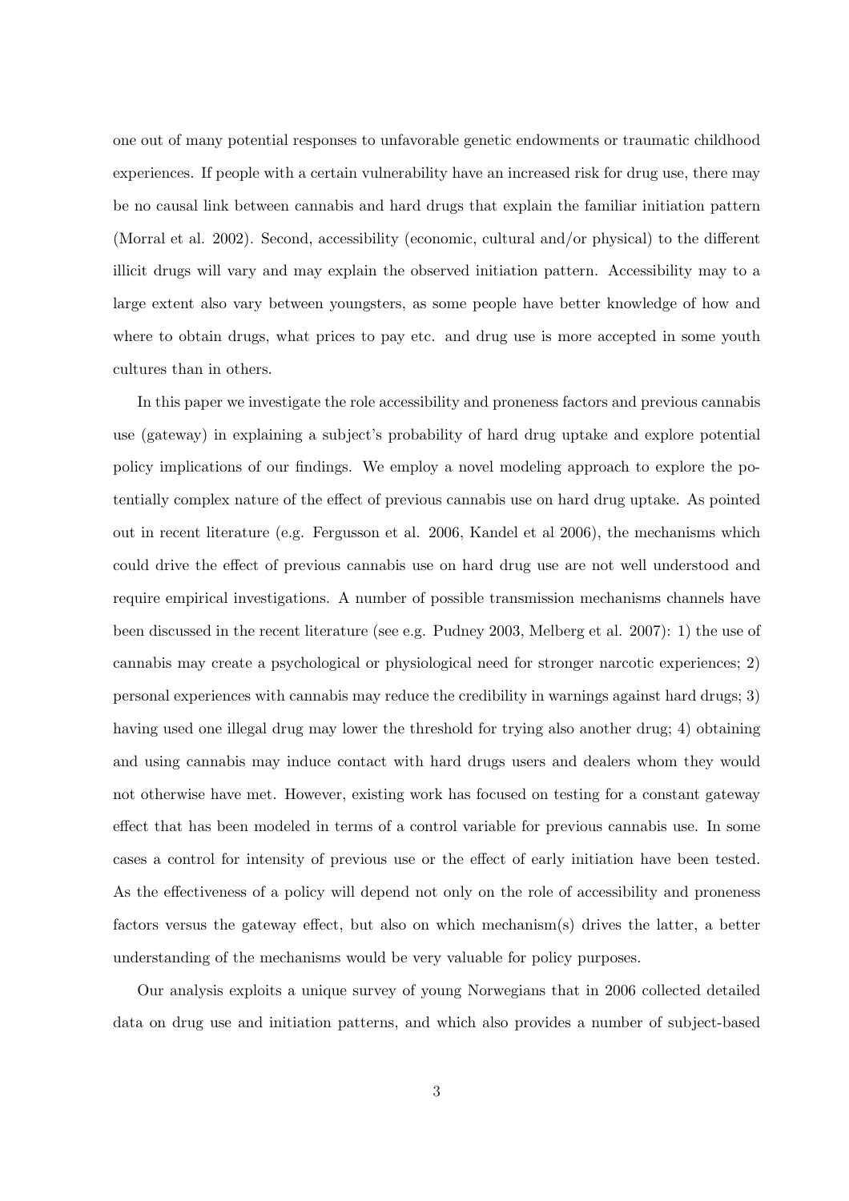one out of many potential responses to unfavorable genetic endowments or traumatic childhood experiences. If people with a certain vulnerability have an increased risk for drug use, there may be no causal link between cannabis and hard drugs that explain the familiar initiation pattern (Morral et al. 2002). Second, accessibility (economic, cultural and/or physical) to the different illicit drugs will vary and may explain the observed initiation pattern. Accessibility may to a large extent also vary between youngsters, as some people have better knowledge of how and where to obtain drugs, what prices to pay etc. and drug use is more accepted in some youth cultures than in others.

In this paper we investigate the role accessibility and proneness factors and previous cannabis use (gateway) in explaining a subject's probability of hard drug uptake and explore potential policy implications of our findings. We employ a novel modeling approach to explore the potentially complex nature of the effect of previous cannabis use on hard drug uptake. As pointed out in recent literature (e.g. Fergusson et al. 2006, Kandel et al 2006), the mechanisms which could drive the effect of previous cannabis use on hard drug use are not well understood and require empirical investigations. A number of possible transmission mechanisms channels have been discussed in the recent literature (see e.g. Pudney 2003, Melberg et al. 2007): 1) the use of cannabis may create a psychological or physiological need for stronger narcotic experiences; 2) personal experiences with cannabis may reduce the credibility in warnings against hard drugs; 3) having used one illegal drug may lower the threshold for trying also another drug; 4) obtaining and using cannabis may induce contact with hard drugs users and dealers whom they would not otherwise have met. However, existing work has focused on testing for a constant gateway effect that has been modeled in terms of a control variable for previous cannabis use. In some cases a control for intensity of previous use or the effect of early initiation have been tested. As the effectiveness of a policy will depend not only on the role of accessibility and proneness factors versus the gateway effect, but also on which mechanism(s) drives the latter, a better understanding of the mechanisms would be very valuable for policy purposes.

Our analysis exploits a unique survey of young Norwegians that in 2006 collected detailed data on drug use and initiation patterns, and which also provides a number of subject-based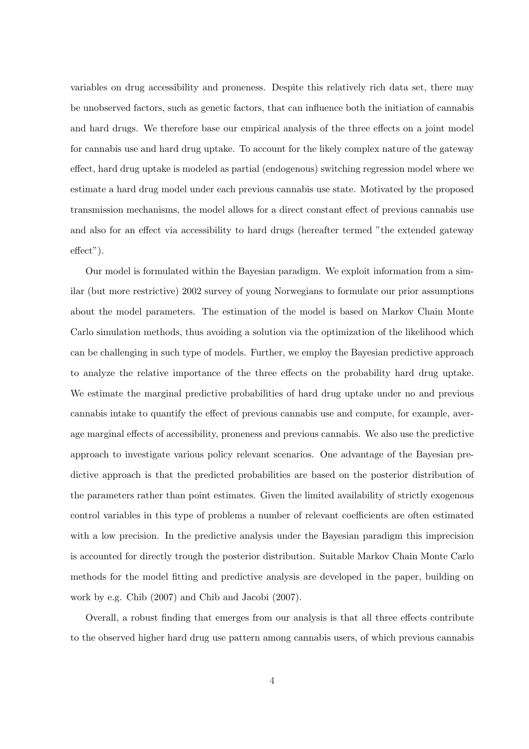variables on drug accessibility and proneness. Despite this relatively rich data set, there may be unobserved factors, such as genetic factors, that can influence both the initiation of cannabis and hard drugs. We therefore base our empirical analysis of the three effects on a joint model for cannabis use and hard drug uptake. To account for the likely complex nature of the gateway effect, hard drug uptake is modeled as partial (endogenous) switching regression model where we estimate a hard drug model under each previous cannabis use state. Motivated by the proposed transmission mechanisms, the model allows for a direct constant effect of previous cannabis use and also for an effect via accessibility to hard drugs (hereafter termed "the extended gateway effect").

Our model is formulated within the Bayesian paradigm. We exploit information from a similar (but more restrictive) 2002 survey of young Norwegians to formulate our prior assumptions about the model parameters. The estimation of the model is based on Markov Chain Monte Carlo simulation methods, thus avoiding a solution via the optimization of the likelihood which can be challenging in such type of models. Further, we employ the Bayesian predictive approach to analyze the relative importance of the three effects on the probability hard drug uptake. We estimate the marginal predictive probabilities of hard drug uptake under no and previous cannabis intake to quantify the effect of previous cannabis use and compute, for example, average marginal effects of accessibility, proneness and previous cannabis. We also use the predictive approach to investigate various policy relevant scenarios. One advantage of the Bayesian predictive approach is that the predicted probabilities are based on the posterior distribution of the parameters rather than point estimates. Given the limited availability of strictly exogenous control variables in this type of problems a number of relevant coefficients are often estimated with a low precision. In the predictive analysis under the Bayesian paradigm this imprecision is accounted for directly trough the posterior distribution. Suitable Markov Chain Monte Carlo methods for the model fitting and predictive analysis are developed in the paper, building on work by e.g. Chib (2007) and Chib and Jacobi (2007).

Overall, a robust finding that emerges from our analysis is that all three effects contribute to the observed higher hard drug use pattern among cannabis users, of which previous cannabis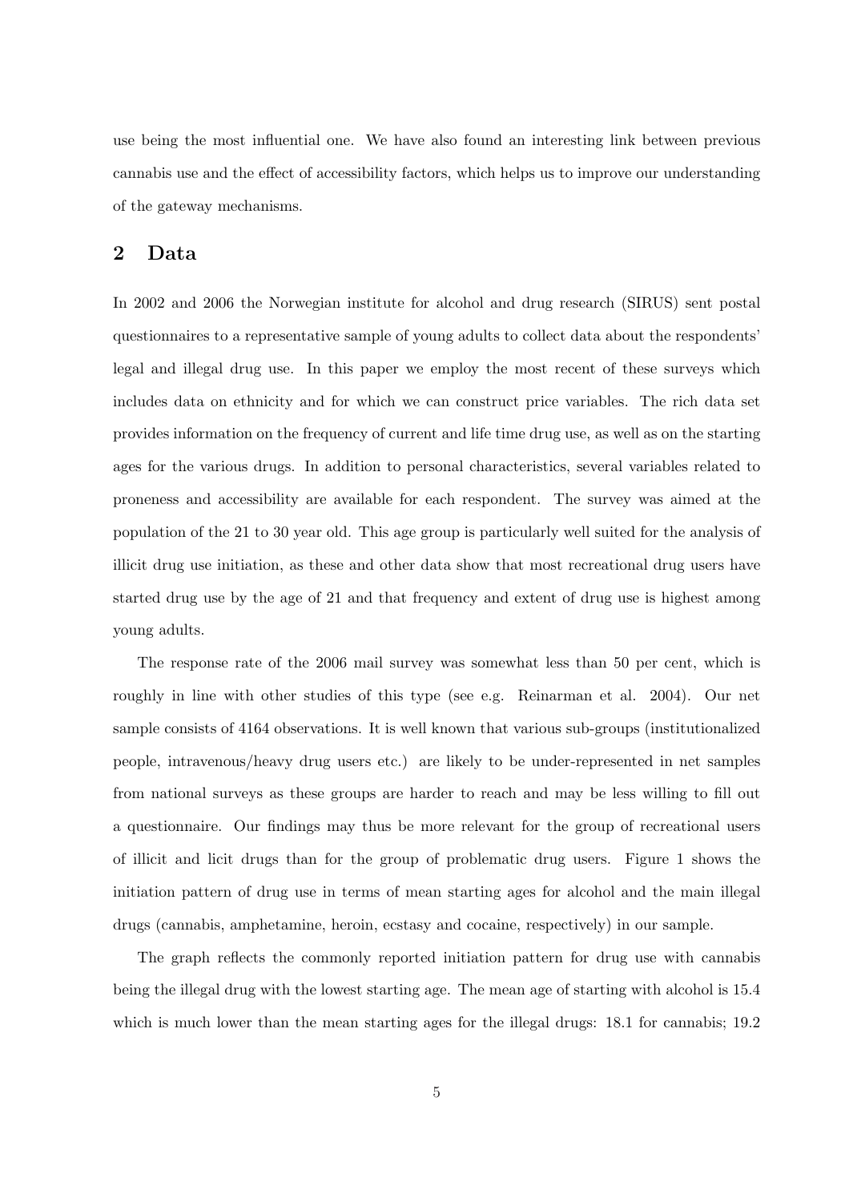use being the most influential one. We have also found an interesting link between previous cannabis use and the effect of accessibility factors, which helps us to improve our understanding of the gateway mechanisms.

## 2 Data

In 2002 and 2006 the Norwegian institute for alcohol and drug research (SIRUS) sent postal questionnaires to a representative sample of young adults to collect data about the respondents' legal and illegal drug use. In this paper we employ the most recent of these surveys which includes data on ethnicity and for which we can construct price variables. The rich data set provides information on the frequency of current and life time drug use, as well as on the starting ages for the various drugs. In addition to personal characteristics, several variables related to proneness and accessibility are available for each respondent. The survey was aimed at the population of the 21 to 30 year old. This age group is particularly well suited for the analysis of illicit drug use initiation, as these and other data show that most recreational drug users have started drug use by the age of 21 and that frequency and extent of drug use is highest among young adults.

The response rate of the 2006 mail survey was somewhat less than 50 per cent, which is roughly in line with other studies of this type (see e.g. Reinarman et al. 2004). Our net sample consists of 4164 observations. It is well known that various sub-groups (institutionalized people, intravenous/heavy drug users etc.) are likely to be under-represented in net samples from national surveys as these groups are harder to reach and may be less willing to fill out a questionnaire. Our findings may thus be more relevant for the group of recreational users of illicit and licit drugs than for the group of problematic drug users. Figure 1 shows the initiation pattern of drug use in terms of mean starting ages for alcohol and the main illegal drugs (cannabis, amphetamine, heroin, ecstasy and cocaine, respectively) in our sample.

The graph reflects the commonly reported initiation pattern for drug use with cannabis being the illegal drug with the lowest starting age. The mean age of starting with alcohol is 15.4 which is much lower than the mean starting ages for the illegal drugs: 18.1 for cannabis; 19.2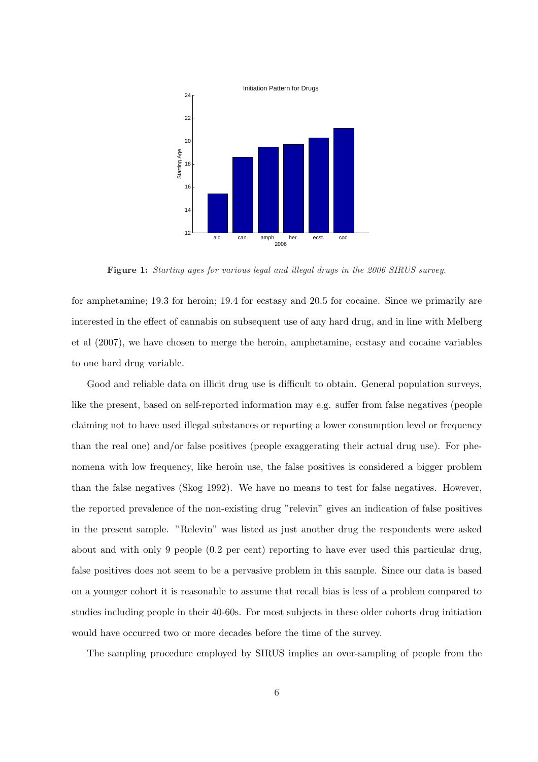**Figure 1:** *Starting ages for various legal and illegal drugs in the 2006 SIRUS survey.*

for amphetamine; 19.3 for heroin; 19.4 for ecstasy and 20.5 for cocaine. Since we primarily are interested in the effect of cannabis on subsequent use of any hard drug, and in line with Melberg et al (2007), we have chosen to merge the heroin, amphetamine, ecstasy and cocaine variables to one hard drug variable.

Good and reliable data on illicit drug use is difficult to obtain. General population surveys, like the present, based on self-reported information may e.g. suffer from false negatives (people claiming not to have used illegal substances or reporting a lower consumption level or frequency than the real one) and/or false positives (people exaggerating their actual drug use). For phenomena with low frequency, like heroin use, the false positives is considered a bigger problem than the false negatives (Skog 1992). We have no means to test for false negatives. However, the reported prevalence of the non-existing drug "relevin" gives an indication of false positives in the present sample. "Relevin" was listed as just another drug the respondents were asked about and with only 9 people (0.2 per cent) reporting to have ever used this particular drug, false positives does not seem to be a pervasive problem in this sample. Since our data is based on a younger cohort it is reasonable to assume that recall bias is less of a problem compared to studies including people in their 40-60s. For most subjects in these older cohorts drug initiation would have occurred two or more decades before the time of the survey.

The sampling procedure employed by SIRUS implies an over-sampling of people from the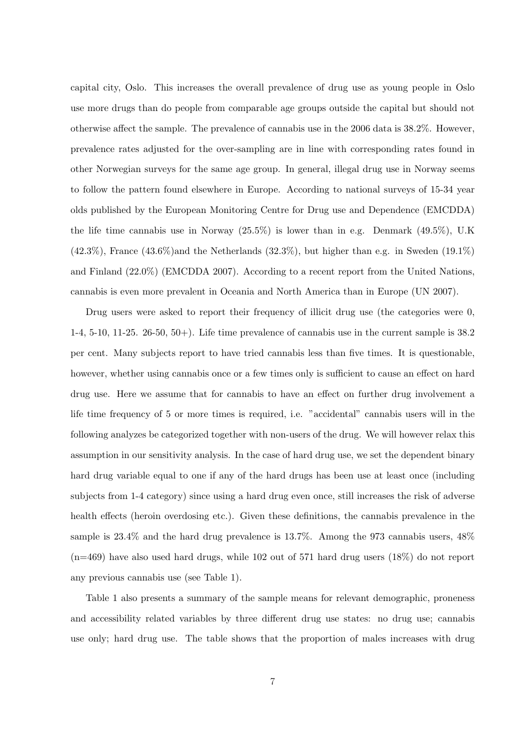capital city, Oslo. This increases the overall prevalence of drug use as young people in Oslo use more drugs than do people from comparable age groups outside the capital but should not otherwise affect the sample. The prevalence of cannabis use in the 2006 data is 38.2%. However, prevalence rates adjusted for the over-sampling are in line with corresponding rates found in other Norwegian surveys for the same age group. In general, illegal drug use in Norway seems to follow the pattern found elsewhere in Europe. According to national surveys of 15-34 year olds published by the European Monitoring Centre for Drug use and Dependence (EMCDDA) the life time cannabis use in Norway (25.5%) is lower than in e.g. Denmark (49.5%), U.K (42.3%), France (43.6%)and the Netherlands (32.3%), but higher than e.g. in Sweden (19.1%) and Finland (22.0%) (EMCDDA 2007). According to a recent report from the United Nations, cannabis is even more prevalent in Oceania and North America than in Europe (UN 2007).

Drug users were asked to report their frequency of illicit drug use (the categories were 0, 1-4, 5-10, 11-25. 26-50, 50+). Life time prevalence of cannabis use in the current sample is 38.2 per cent. Many subjects report to have tried cannabis less than five times. It is questionable, however, whether using cannabis once or a few times only is sufficient to cause an effect on hard drug use. Here we assume that for cannabis to have an effect on further drug involvement a life time frequency of 5 or more times is required, i.e. "accidental" cannabis users will in the following analyzes be categorized together with non-users of the drug. We will however relax this assumption in our sensitivity analysis. In the case of hard drug use, we set the dependent binary hard drug variable equal to one if any of the hard drugs has been use at least once (including subjects from 1-4 category) since using a hard drug even once, still increases the risk of adverse health effects (heroin overdosing etc.). Given these definitions, the cannabis prevalence in the sample is 23.4% and the hard drug prevalence is 13.7%. Among the 973 cannabis users, 48% (n=469) have also used hard drugs, while 102 out of 571 hard drug users (18%) do not report any previous cannabis use (see Table 1).

Table 1 also presents a summary of the sample means for relevant demographic, proneness and accessibility related variables by three different drug use states: no drug use; cannabis use only; hard drug use. The table shows that the proportion of males increases with drug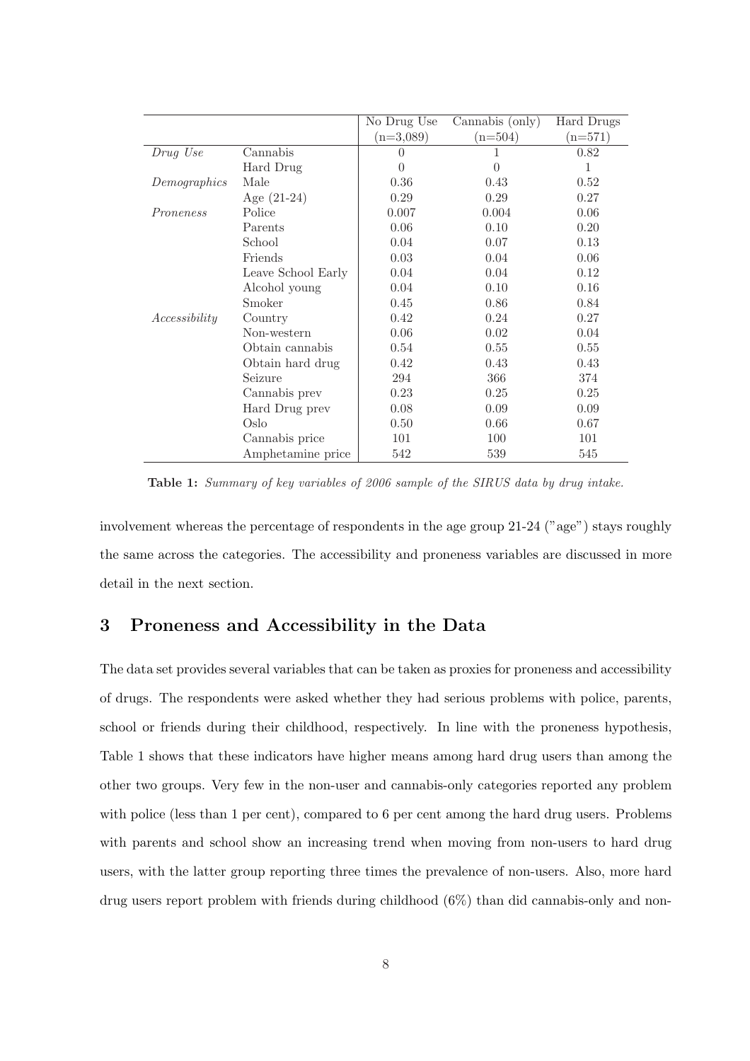| | | No Drug Use (n=3,089) | Cannabis (only) (n=504) | Hard Drugs (n=571) |
|---|---|---|---|---|
| *Drug Use* | Cannabis | 0 | 1 | 0.82 |
| | Hard Drug | 0 | 0 | 1 |
| *Demographics* | Male | 0.36 | 0.43 | 0.52 |
| | Age (21-24) | 0.29 | 0.29 | 0.27 |
| *Proneness* | Police | 0.007 | 0.004 | 0.06 |
| | Parents | 0.06 | 0.10 | 0.20 |
| | School | 0.04 | 0.07 | 0.13 |
| | Friends | 0.03 | 0.04 | 0.06 |
| | Leave School Early | 0.04 | 0.04 | 0.12 |
| | Alcohol young | 0.04 | 0.10 | 0.16 |
| | Smoker | 0.45 | 0.86 | 0.84 |
| *Accessibility* | Country | 0.42 | 0.24 | 0.27 |
| | Non-western | 0.06 | 0.02 | 0.04 |
| | Obtain cannabis | 0.54 | 0.55 | 0.55 |
| | Obtain hard drug | 0.42 | 0.43 | 0.43 |
| | Seizure | 294 | 366 | 374 |
| | Cannabis prev | 0.23 | 0.25 | 0.25 |
| | Hard Drug prev | 0.08 | 0.09 | 0.09 |
| | Oslo | 0.50 | 0.66 | 0.67 |
| | Cannabis price | 101 | 100 | 101 |
| | Amphetamine price | 542 | 539 | 545 |

**Table 1:** *Summary of key variables of 2006 sample of the SIRUS data by drug intake.*

involvement whereas the percentage of respondents in the age group 21-24 ("age") stays roughly the same across the categories. The accessibility and proneness variables are discussed in more detail in the next section.

## 3 Proneness and Accessibility in the Data

The data set provides several variables that can be taken as proxies for proneness and accessibility of drugs. The respondents were asked whether they had serious problems with police, parents, school or friends during their childhood, respectively. In line with the proneness hypothesis, Table 1 shows that these indicators have higher means among hard drug users than among the other two groups. Very few in the non-user and cannabis-only categories reported any problem with police (less than 1 per cent), compared to 6 per cent among the hard drug users. Problems with parents and school show an increasing trend when moving from non-users to hard drug users, with the latter group reporting three times the prevalence of non-users. Also, more hard drug users report problem with friends during childhood (6%) than did cannabis-only and non-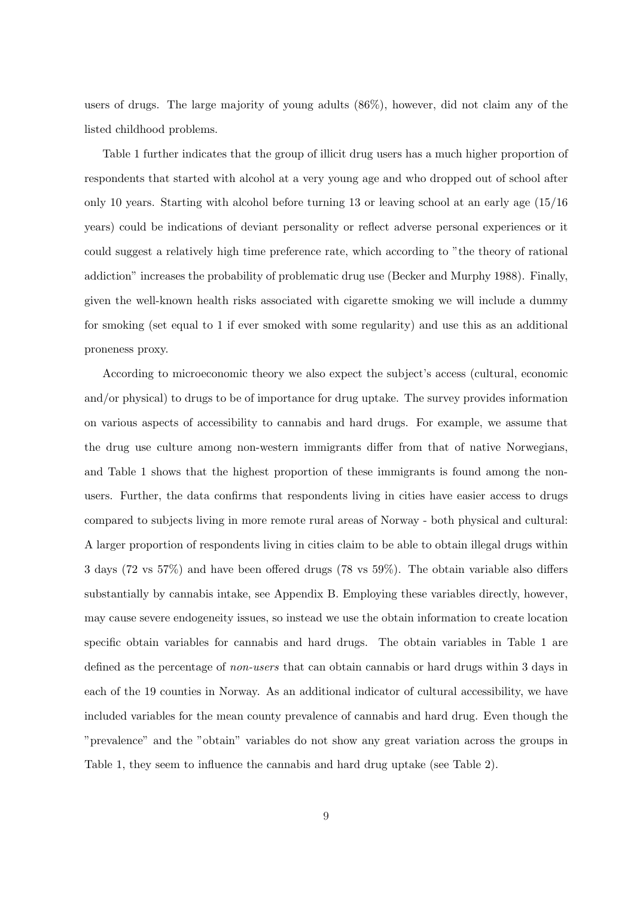users of drugs. The large majority of young adults (86%), however, did not claim any of the listed childhood problems.

Table 1 further indicates that the group of illicit drug users has a much higher proportion of respondents that started with alcohol at a very young age and who dropped out of school after only 10 years. Starting with alcohol before turning 13 or leaving school at an early age (15/16 years) could be indications of deviant personality or reflect adverse personal experiences or it could suggest a relatively high time preference rate, which according to "the theory of rational addiction" increases the probability of problematic drug use (Becker and Murphy 1988). Finally, given the well-known health risks associated with cigarette smoking we will include a dummy for smoking (set equal to 1 if ever smoked with some regularity) and use this as an additional proneness proxy.

According to microeconomic theory we also expect the subject's access (cultural, economic and/or physical) to drugs to be of importance for drug uptake. The survey provides information on various aspects of accessibility to cannabis and hard drugs. For example, we assume that the drug use culture among non-western immigrants differ from that of native Norwegians, and Table 1 shows that the highest proportion of these immigrants is found among the non-users. Further, the data confirms that respondents living in cities have easier access to drugs compared to subjects living in more remote rural areas of Norway - both physical and cultural: A larger proportion of respondents living in cities claim to be able to obtain illegal drugs within 3 days (72 vs 57%) and have been offered drugs (78 vs 59%). The obtain variable also differs substantially by cannabis intake, see Appendix B. Employing these variables directly, however, may cause severe endogeneity issues, so instead we use the obtain information to create location specific obtain variables for cannabis and hard drugs. The obtain variables in Table 1 are defined as the percentage of *non-users* that can obtain cannabis or hard drugs within 3 days in each of the 19 counties in Norway. As an additional indicator of cultural accessibility, we have included variables for the mean county prevalence of cannabis and hard drug. Even though the "prevalence" and the "obtain" variables do not show any great variation across the groups in Table 1, they seem to influence the cannabis and hard drug uptake (see Table 2).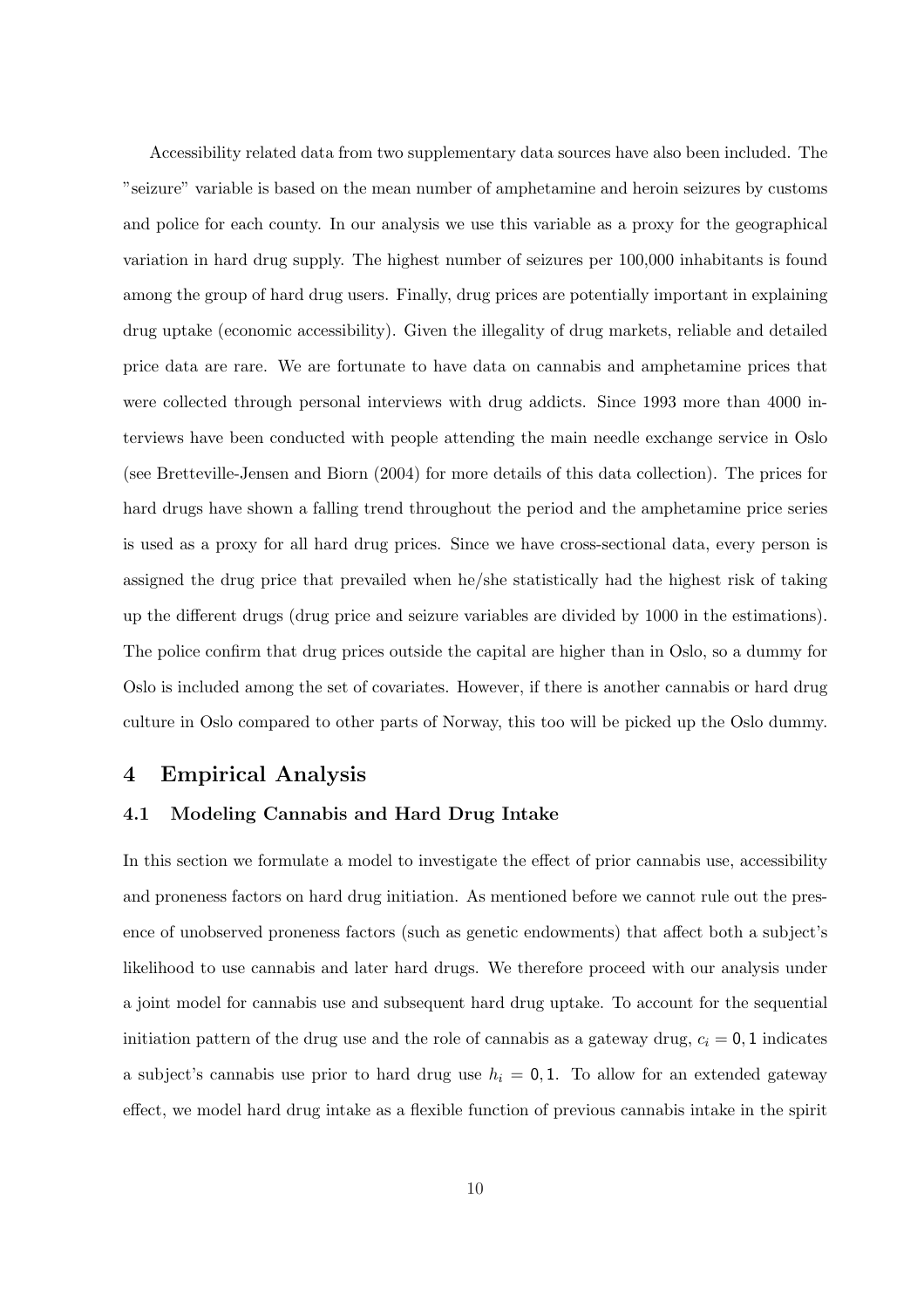Accessibility related data from two supplementary data sources have also been included. The "seizure" variable is based on the mean number of amphetamine and heroin seizures by customs and police for each county. In our analysis we use this variable as a proxy for the geographical variation in hard drug supply. The highest number of seizures per 100,000 inhabitants is found among the group of hard drug users. Finally, drug prices are potentially important in explaining drug uptake (economic accessibility). Given the illegality of drug markets, reliable and detailed price data are rare. We are fortunate to have data on cannabis and amphetamine prices that were collected through personal interviews with drug addicts. Since 1993 more than 4000 interviews have been conducted with people attending the main needle exchange service in Oslo (see Bretteville-Jensen and Biorn (2004) for more details of this data collection). The prices for hard drugs have shown a falling trend throughout the period and the amphetamine price series is used as a proxy for all hard drug prices. Since we have cross-sectional data, every person is assigned the drug price that prevailed when he/she statistically had the highest risk of taking up the different drugs (drug price and seizure variables are divided by 1000 in the estimations). The police confirm that drug prices outside the capital are higher than in Oslo, so a dummy for Oslo is included among the set of covariates. However, if there is another cannabis or hard drug culture in Oslo compared to other parts of Norway, this too will be picked up the Oslo dummy.

## 4 Empirical Analysis

### 4.1 Modeling Cannabis and Hard Drug Intake

In this section we formulate a model to investigate the effect of prior cannabis use, accessibility and proneness factors on hard drug initiation. As mentioned before we cannot rule out the presence of unobserved proneness factors (such as genetic endowments) that affect both a subject's likelihood to use cannabis and later hard drugs. We therefore proceed with our analysis under a joint model for cannabis use and subsequent hard drug uptake. To account for the sequential initiation pattern of the drug use and the role of cannabis as a gateway drug, $c_i = 0, 1$ indicates a subject's cannabis use prior to hard drug use $h_i = 0, 1$. To allow for an extended gateway effect, we model hard drug intake as a flexible function of previous cannabis intake in the spirit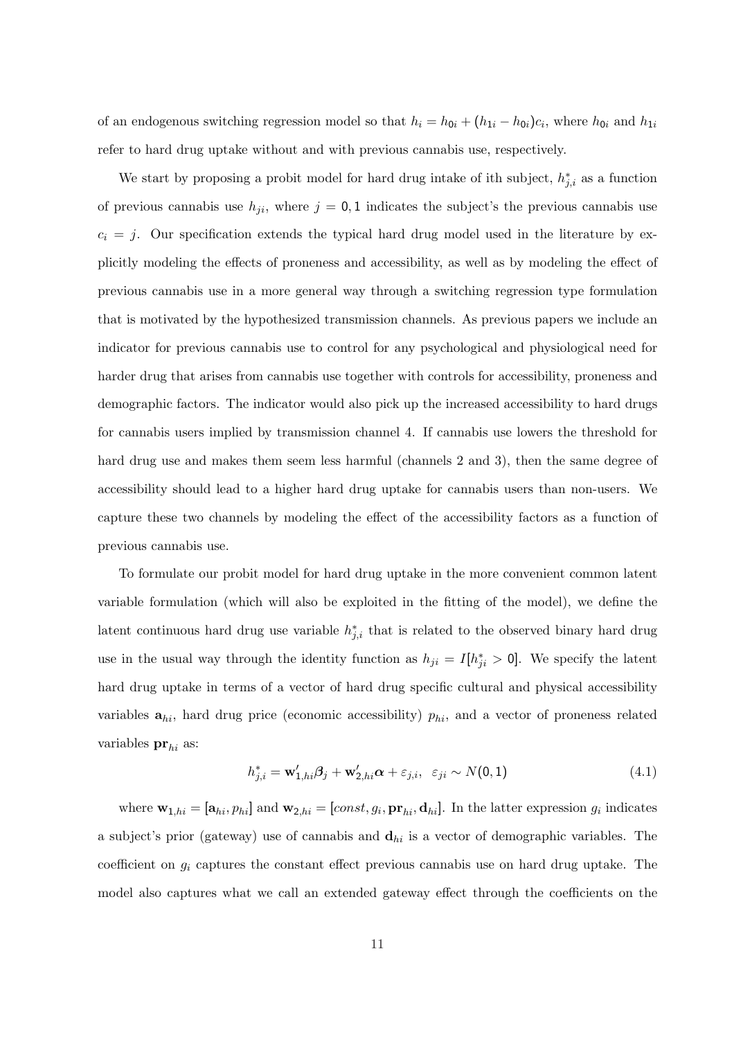of an endogenous switching regression model so that $h_i = h_{0i} + (h_{1i} - h_{0i})c_i$, where $h_{0i}$ and $h_{1i}$ refer to hard drug uptake without and with previous cannabis use, respectively.

We start by proposing a probit model for hard drug intake of ith subject, $h^*_{j,i}$ as a function of previous cannabis use $h_{ji}$, where $j = 0, 1$ indicates the subject's the previous cannabis use $c_i = j$. Our specification extends the typical hard drug model used in the literature by explicitly modeling the effects of proneness and accessibility, as well as by modeling the effect of previous cannabis use in a more general way through a switching regression type formulation that is motivated by the hypothesized transmission channels. As previous papers we include an indicator for previous cannabis use to control for any psychological and physiological need for harder drug that arises from cannabis use together with controls for accessibility, proneness and demographic factors. The indicator would also pick up the increased accessibility to hard drugs for cannabis users implied by transmission channel 4. If cannabis use lowers the threshold for hard drug use and makes them seem less harmful (channels 2 and 3), then the same degree of accessibility should lead to a higher hard drug uptake for cannabis users than non-users. We capture these two channels by modeling the effect of the accessibility factors as a function of previous cannabis use.

To formulate our probit model for hard drug uptake in the more convenient common latent variable formulation (which will also be exploited in the fitting of the model), we define the latent continuous hard drug use variable $h^*_{j,i}$ that is related to the observed binary hard drug use in the usual way through the identity function as $h_{ji} = I[h^*_{ji} > 0]$. We specify the latent hard drug uptake in terms of a vector of hard drug specific cultural and physical accessibility variables $\mathbf{a}_{hi}$, hard drug price (economic accessibility) $p_{hi}$, and a vector of proneness related variables $\mathbf{pr}_{hi}$ as:

$$h^*_{j,i} = \mathbf{w}'_{1,hi}\boldsymbol{\beta}_j + \mathbf{w}'_{2,hi}\boldsymbol{\alpha} + \varepsilon_{j,i}, \quad \varepsilon_{ji} \sim N(0, 1) \tag{4.1}$$

where $\mathbf{w}_{1,hi} = [\mathbf{a}_{hi}, p_{hi}]$ and $\mathbf{w}_{2,hi} = [const, g_i, \mathbf{pr}_{hi}, \mathbf{d}_{hi}]$. In the latter expression $g_i$ indicates a subject's prior (gateway) use of cannabis and $\mathbf{d}_{hi}$ is a vector of demographic variables. The coefficient on $g_i$ captures the constant effect previous cannabis use on hard drug uptake. The model also captures what we call an extended gateway effect through the coefficients on the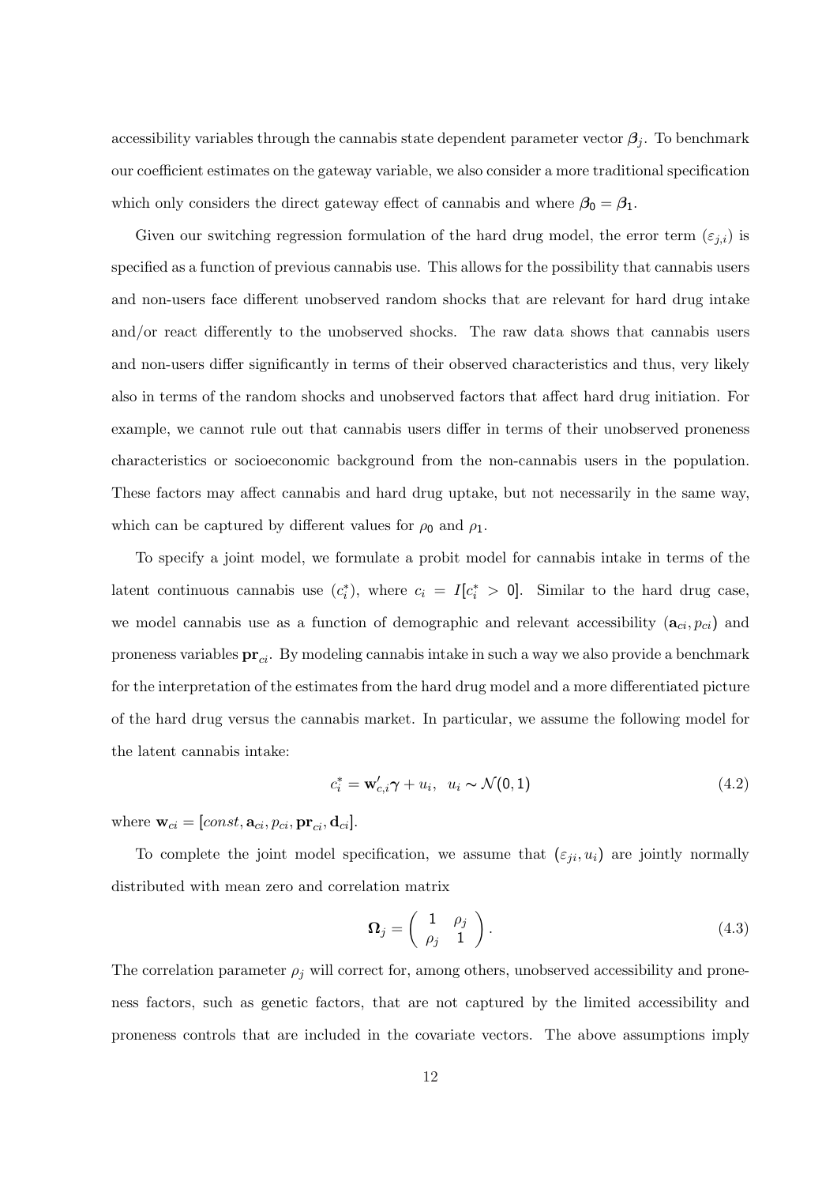accessibility variables through the cannabis state dependent parameter vector $\boldsymbol{\beta}_j$. To benchmark our coefficient estimates on the gateway variable, we also consider a more traditional specification which only considers the direct gateway effect of cannabis and where $\boldsymbol{\beta}_0 = \boldsymbol{\beta}_1$.

Given our switching regression formulation of the hard drug model, the error term $(\varepsilon_{j,i})$ is specified as a function of previous cannabis use. This allows for the possibility that cannabis users and non-users face different unobserved random shocks that are relevant for hard drug intake and/or react differently to the unobserved shocks. The raw data shows that cannabis users and non-users differ significantly in terms of their observed characteristics and thus, very likely also in terms of the random shocks and unobserved factors that affect hard drug initiation. For example, we cannot rule out that cannabis users differ in terms of their unobserved proneness characteristics or socioeconomic background from the non-cannabis users in the population. These factors may affect cannabis and hard drug uptake, but not necessarily in the same way, which can be captured by different values for $\rho_0$ and $\rho_1$.

To specify a joint model, we formulate a probit model for cannabis intake in terms of the latent continuous cannabis use $(c_i^*)$, where $c_i = I[c_i^* > 0]$. Similar to the hard drug case, we model cannabis use as a function of demographic and relevant accessibility $(\mathbf{a}_{ci}, p_{ci})$ and proneness variables $\mathbf{pr}_{ci}$. By modeling cannabis intake in such a way we also provide a benchmark for the interpretation of the estimates from the hard drug model and a more differentiated picture of the hard drug versus the cannabis market. In particular, we assume the following model for the latent cannabis intake:

$$c_i^* = \mathbf{w}_{c,i}'\boldsymbol{\gamma} + u_i, \quad u_i \sim \mathcal{N}(0,1) \tag{4.2}$$

where $\mathbf{w}_{ci} = [const, \mathbf{a}_{ci}, p_{ci}, \mathbf{pr}_{ci}, \mathbf{d}_{ci}]$.

To complete the joint model specification, we assume that $(\varepsilon_{ji}, u_i)$ are jointly normally distributed with mean zero and correlation matrix

$$\boldsymbol{\Omega}_j = \begin{pmatrix} 1 & \rho_j \\ \rho_j & 1 \end{pmatrix}. \tag{4.3}$$

The correlation parameter $\rho_j$ will correct for, among others, unobserved accessibility and proneness factors, such as genetic factors, that are not captured by the limited accessibility and proneness controls that are included in the covariate vectors. The above assumptions imply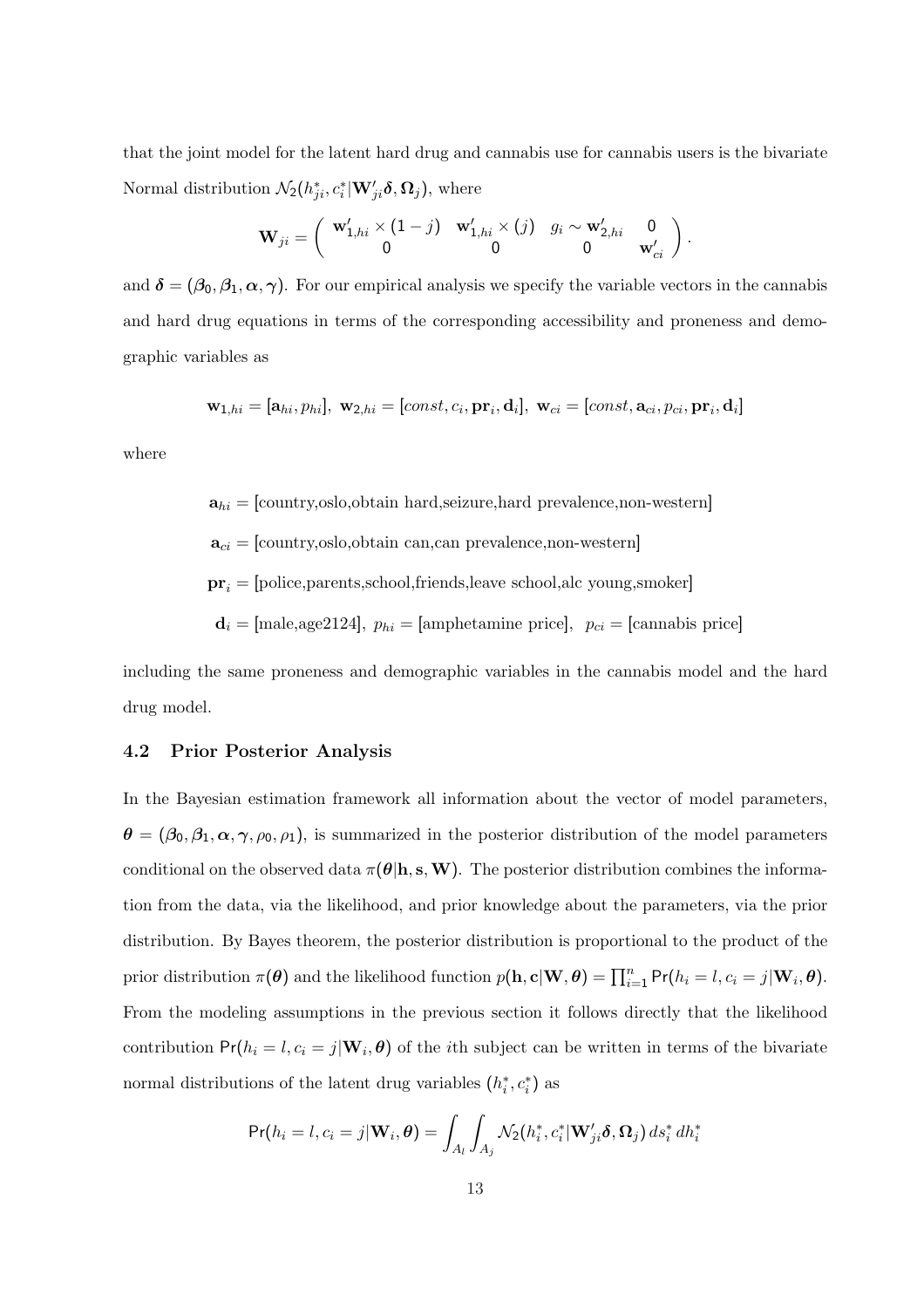that the joint model for the latent hard drug and cannabis use for cannabis users is the bivariate Normal distribution $\mathcal{N}_2(h^*_{ji}, c^*_i|\mathbf{W}'_{ji}\boldsymbol{\delta}, \boldsymbol{\Omega}_j)$, where

$$\mathbf{W}_{ji} = \left( \begin{array}{cccc} \mathbf{w}'_{1,hi} \times (1-j) & \mathbf{w}'_{1,hi} \times (j) & g_i \sim \mathbf{w}'_{2,hi} & 0 \\ 0 & 0 & 0 & \mathbf{w}'_{ci} \end{array} \right).$$

and $\boldsymbol{\delta} = (\boldsymbol{\beta}_0, \boldsymbol{\beta}_1, \boldsymbol{\alpha}, \boldsymbol{\gamma})$. For our empirical analysis we specify the variable vectors in the cannabis and hard drug equations in terms of the corresponding accessibility and proneness and demographic variables as

$$\mathbf{w}_{1,hi} = [\mathbf{a}_{hi}, p_{hi}],\ \mathbf{w}_{2,hi} = [const, c_i, \mathbf{pr}_i, \mathbf{d}_i],\ \mathbf{w}_{ci} = [const, \mathbf{a}_{ci}, p_{ci}, \mathbf{pr}_i, \mathbf{d}_i]$$

where

$$\begin{aligned}
\mathbf{a}_{hi} &= [\text{country,oslo,obtain hard,seizure,hard prevalence,non-western}] \\
\mathbf{a}_{ci} &= [\text{country,oslo,obtain can,can prevalence,non-western}] \\
\mathbf{pr}_i &= [\text{police,parents,school,friends,leave school,alc young,smoker}] \\
\mathbf{d}_i &= [\text{male,age2124}],\ \ p_{hi} = [\text{amphetamine price}],\ \ p_{ci} = [\text{cannabis price}]
\end{aligned}$$

including the same proneness and demographic variables in the cannabis model and the hard drug model.

### 4.2 Prior Posterior Analysis

In the Bayesian estimation framework all information about the vector of model parameters, $\boldsymbol{\theta} = (\boldsymbol{\beta}_0, \boldsymbol{\beta}_1, \boldsymbol{\alpha}, \boldsymbol{\gamma}, \rho_0, \rho_1)$, is summarized in the posterior distribution of the model parameters conditional on the observed data $\pi(\boldsymbol{\theta}|\mathbf{h}, \mathbf{s}, \mathbf{W})$. The posterior distribution combines the information from the data, via the likelihood, and prior knowledge about the parameters, via the prior distribution. By Bayes theorem, the posterior distribution is proportional to the product of the prior distribution $\pi(\boldsymbol{\theta})$ and the likelihood function $p(\mathbf{h}, \mathbf{c}|\mathbf{W}, \boldsymbol{\theta}) = \prod_{i=1}^n \mathsf{Pr}(h_i = l, c_i = j|\mathbf{W}_i, \boldsymbol{\theta})$. From the modeling assumptions in the previous section it follows directly that the likelihood contribution $\mathsf{Pr}(h_i = l, c_i = j|\mathbf{W}_i, \boldsymbol{\theta})$ of the $i$th subject can be written in terms of the bivariate normal distributions of the latent drug variables $(h^*_i, c^*_i)$ as

$$\mathsf{Pr}(h_i = l, c_i = j|\mathbf{W}_i, \boldsymbol{\theta}) = \int_{A_l}\int_{A_j} \mathcal{N}_2(h^*_i, c^*_i|\mathbf{W}'_{ji}\boldsymbol{\delta}, \boldsymbol{\Omega}_j)\, ds^*_i\, dh^*_i$$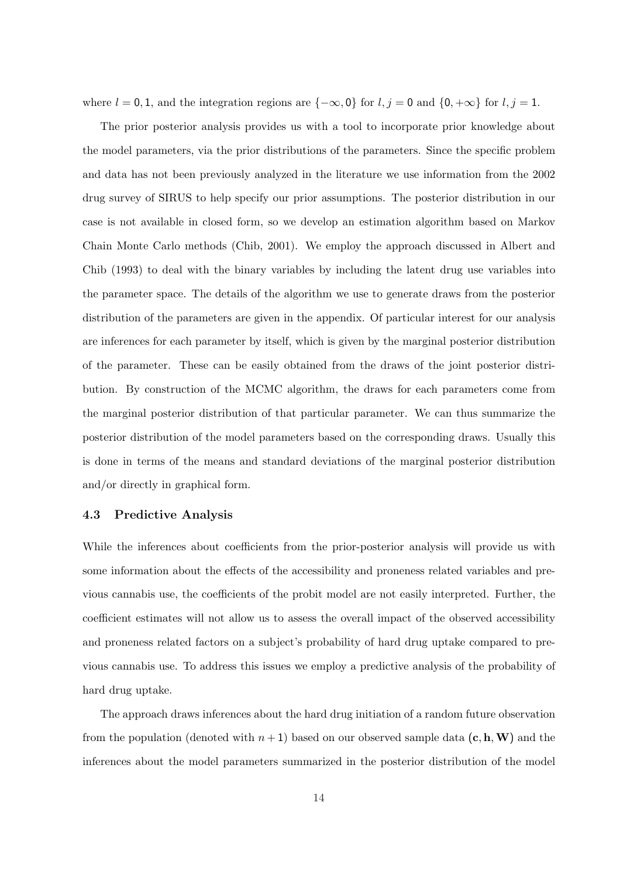where $l = 0, 1$, and the integration regions are $\{-\infty, 0\}$ for $l, j = 0$ and $\{0, +\infty\}$ for $l, j = 1$.

The prior posterior analysis provides us with a tool to incorporate prior knowledge about the model parameters, via the prior distributions of the parameters. Since the specific problem and data has not been previously analyzed in the literature we use information from the 2002 drug survey of SIRUS to help specify our prior assumptions. The posterior distribution in our case is not available in closed form, so we develop an estimation algorithm based on Markov Chain Monte Carlo methods (Chib, 2001). We employ the approach discussed in Albert and Chib (1993) to deal with the binary variables by including the latent drug use variables into the parameter space. The details of the algorithm we use to generate draws from the posterior distribution of the parameters are given in the appendix. Of particular interest for our analysis are inferences for each parameter by itself, which is given by the marginal posterior distribution of the parameter. These can be easily obtained from the draws of the joint posterior distribution. By construction of the MCMC algorithm, the draws for each parameters come from the marginal posterior distribution of that particular parameter. We can thus summarize the posterior distribution of the model parameters based on the corresponding draws. Usually this is done in terms of the means and standard deviations of the marginal posterior distribution and/or directly in graphical form.

### 4.3 Predictive Analysis

While the inferences about coefficients from the prior-posterior analysis will provide us with some information about the effects of the accessibility and proneness related variables and previous cannabis use, the coefficients of the probit model are not easily interpreted. Further, the coefficient estimates will not allow us to assess the overall impact of the observed accessibility and proneness related factors on a subject's probability of hard drug uptake compared to previous cannabis use. To address this issues we employ a predictive analysis of the probability of hard drug uptake.

The approach draws inferences about the hard drug initiation of a random future observation from the population (denoted with $n + 1$) based on our observed sample data $(\mathbf{c}, \mathbf{h}, \mathbf{W})$ and the inferences about the model parameters summarized in the posterior distribution of the model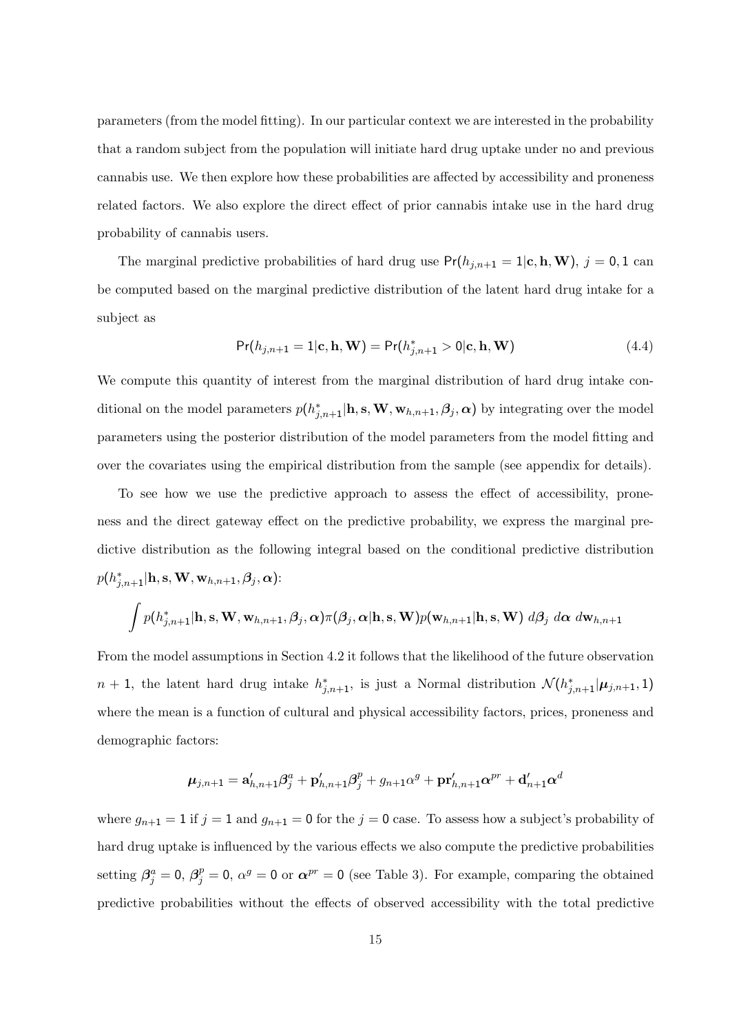parameters (from the model fitting). In our particular context we are interested in the probability that a random subject from the population will initiate hard drug uptake under no and previous cannabis use. We then explore how these probabilities are affected by accessibility and proneness related factors. We also explore the direct effect of prior cannabis intake use in the hard drug probability of cannabis users.

The marginal predictive probabilities of hard drug use $\mathsf{Pr}(h_{j,n+1} = 1|\mathbf{c}, \mathbf{h}, \mathbf{W})$, $j = 0, 1$ can be computed based on the marginal predictive distribution of the latent hard drug intake for a subject as

$$\mathsf{Pr}(h_{j,n+1} = 1|\mathbf{c}, \mathbf{h}, \mathbf{W}) = \mathsf{Pr}(h^*_{j,n+1} > 0|\mathbf{c}, \mathbf{h}, \mathbf{W}) \tag{4.4}$$

We compute this quantity of interest from the marginal distribution of hard drug intake conditional on the model parameters $p(h^*_{j,n+1}|\mathbf{h}, \mathbf{s}, \mathbf{W}, \mathbf{w}_{h,n+1}, \boldsymbol{\beta}_j, \boldsymbol{\alpha})$ by integrating over the model parameters using the posterior distribution of the model parameters from the model fitting and over the covariates using the empirical distribution from the sample (see appendix for details).

To see how we use the predictive approach to assess the effect of accessibility, proneness and the direct gateway effect on the predictive probability, we express the marginal predictive distribution as the following integral based on the conditional predictive distribution $p(h^*_{j,n+1}|\mathbf{h}, \mathbf{s}, \mathbf{W}, \mathbf{w}_{h,n+1}, \boldsymbol{\beta}_j, \boldsymbol{\alpha})$:

$$\int p(h^*_{j,n+1}|\mathbf{h}, \mathbf{s}, \mathbf{W}, \mathbf{w}_{h,n+1}, \boldsymbol{\beta}_j, \boldsymbol{\alpha})\pi(\boldsymbol{\beta}_j, \boldsymbol{\alpha}|\mathbf{h}, \mathbf{s}, \mathbf{W})p(\mathbf{w}_{h,n+1}|\mathbf{h}, \mathbf{s}, \mathbf{W})\ d\boldsymbol{\beta}_j\ d\boldsymbol{\alpha}\ d\mathbf{w}_{h,n+1}$$

From the model assumptions in Section 4.2 it follows that the likelihood of the future observation $n + 1$, the latent hard drug intake $h^*_{j,n+1}$, is just a Normal distribution $\mathcal{N}(h^*_{j,n+1}|\boldsymbol{\mu}_{j,n+1}, 1)$ where the mean is a function of cultural and physical accessibility factors, prices, proneness and demographic factors:

$$\boldsymbol{\mu}_{j,n+1} = \mathbf{a}'_{h,n+1}\boldsymbol{\beta}^a_j + \mathbf{p}'_{h,n+1}\boldsymbol{\beta}^p_j + g_{n+1}\alpha^g + \mathbf{pr}'_{h,n+1}\boldsymbol{\alpha}^{pr} + \mathbf{d}'_{n+1}\boldsymbol{\alpha}^d$$

where $g_{n+1} = 1$ if $j = 1$ and $g_{n+1} = 0$ for the $j = 0$ case. To assess how a subject's probability of hard drug uptake is influenced by the various effects we also compute the predictive probabilities setting $\boldsymbol{\beta}^a_j = 0$, $\boldsymbol{\beta}^p_j = 0$, $\alpha^g = 0$ or $\boldsymbol{\alpha}^{pr} = 0$ (see Table 3). For example, comparing the obtained predictive probabilities without the effects of observed accessibility with the total predictive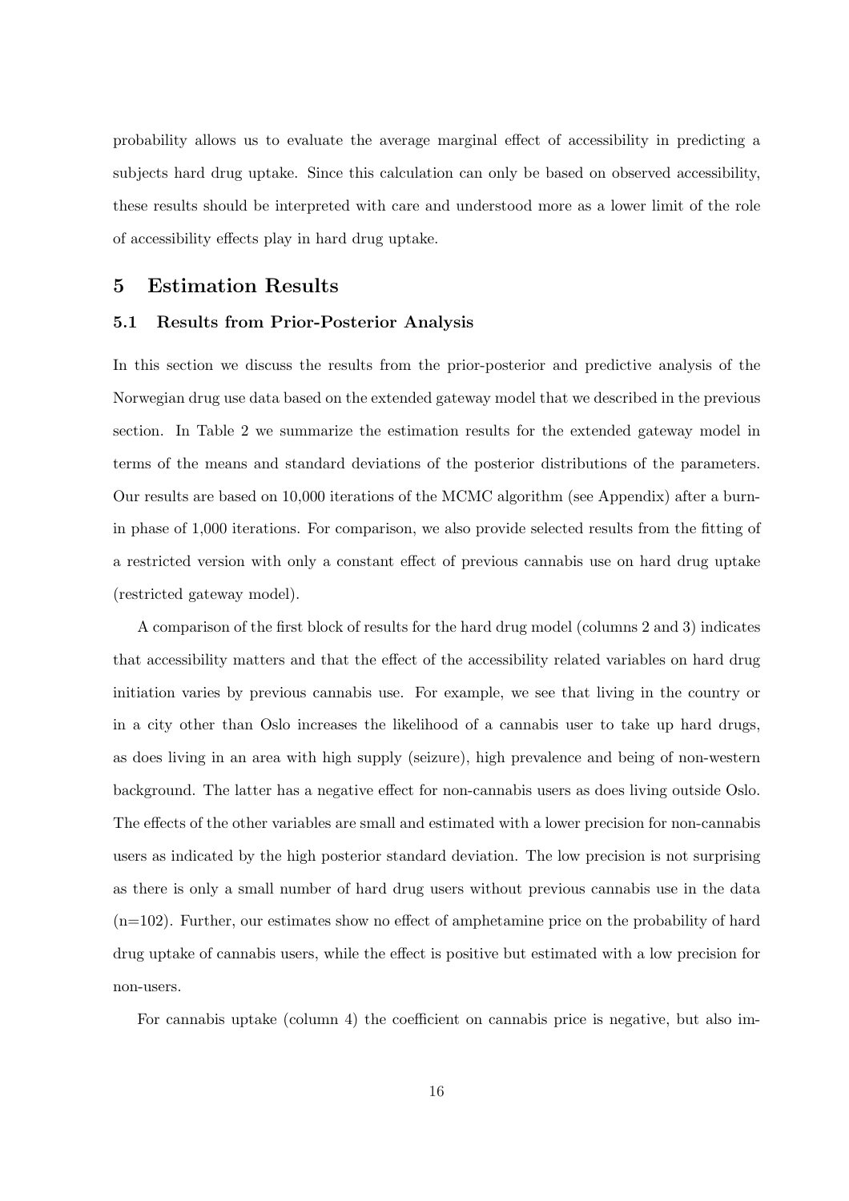probability allows us to evaluate the average marginal effect of accessibility in predicting a subjects hard drug uptake. Since this calculation can only be based on observed accessibility, these results should be interpreted with care and understood more as a lower limit of the role of accessibility effects play in hard drug uptake.

## 5 Estimation Results

### 5.1 Results from Prior-Posterior Analysis

In this section we discuss the results from the prior-posterior and predictive analysis of the Norwegian drug use data based on the extended gateway model that we described in the previous section. In Table 2 we summarize the estimation results for the extended gateway model in terms of the means and standard deviations of the posterior distributions of the parameters. Our results are based on 10,000 iterations of the MCMC algorithm (see Appendix) after a burn-in phase of 1,000 iterations. For comparison, we also provide selected results from the fitting of a restricted version with only a constant effect of previous cannabis use on hard drug uptake (restricted gateway model).

A comparison of the first block of results for the hard drug model (columns 2 and 3) indicates that accessibility matters and that the effect of the accessibility related variables on hard drug initiation varies by previous cannabis use. For example, we see that living in the country or in a city other than Oslo increases the likelihood of a cannabis user to take up hard drugs, as does living in an area with high supply (seizure), high prevalence and being of non-western background. The latter has a negative effect for non-cannabis users as does living outside Oslo. The effects of the other variables are small and estimated with a lower precision for non-cannabis users as indicated by the high posterior standard deviation. The low precision is not surprising as there is only a small number of hard drug users without previous cannabis use in the data (n=102). Further, our estimates show no effect of amphetamine price on the probability of hard drug uptake of cannabis users, while the effect is positive but estimated with a low precision for non-users.

For cannabis uptake (column 4) the coefficient on cannabis price is negative, but also im-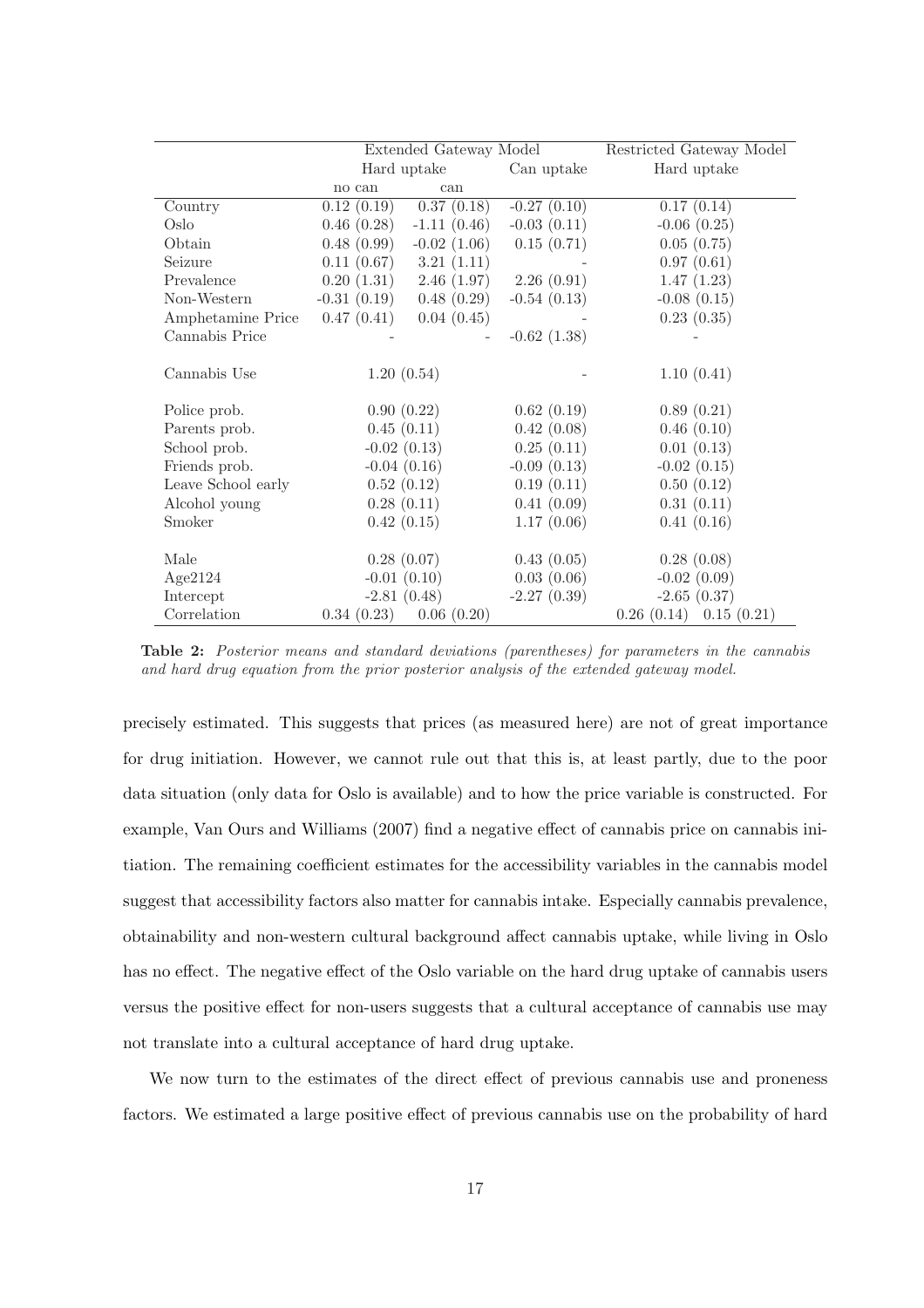| | Extended Gateway Model | | | Restricted Gateway Model | |
|---|---|---|---|---|---|
| | Hard uptake | | Can uptake | Hard uptake | |
| | no can | can | | | |
| Country | 0.12 (0.19) | 0.37 (0.18) | -0.27 (0.10) | 0.17 (0.14) | |
| Oslo | 0.46 (0.28) | -1.11 (0.46) | -0.03 (0.11) | -0.06 (0.25) | |
| Obtain | 0.48 (0.99) | -0.02 (1.06) | 0.15 (0.71) | 0.05 (0.75) | |
| Seizure | 0.11 (0.67) | 3.21 (1.11) | - | 0.97 (0.61) | |
| Prevalence | 0.20 (1.31) | 2.46 (1.97) | 2.26 (0.91) | 1.47 (1.23) | |
| Non-Western | -0.31 (0.19) | 0.48 (0.29) | -0.54 (0.13) | -0.08 (0.15) | |
| Amphetamine Price | 0.47 (0.41) | 0.04 (0.45) | - | 0.23 (0.35) | |
| Cannabis Price | - | - | -0.62 (1.38) | - | |
| Cannabis Use | 1.20 (0.54) | | - | 1.10 (0.41) | |
| Police prob. | 0.90 (0.22) | | 0.62 (0.19) | 0.89 (0.21) | |
| Parents prob. | 0.45 (0.11) | | 0.42 (0.08) | 0.46 (0.10) | |
| School prob. | -0.02 (0.13) | | 0.25 (0.11) | 0.01 (0.13) | |
| Friends prob. | -0.04 (0.16) | | -0.09 (0.13) | -0.02 (0.15) | |
| Leave School early | 0.52 (0.12) | | 0.19 (0.11) | 0.50 (0.12) | |
| Alcohol young | 0.28 (0.11) | | 0.41 (0.09) | 0.31 (0.11) | |
| Smoker | 0.42 (0.15) | | 1.17 (0.06) | 0.41 (0.16) | |
| Male | 0.28 (0.07) | | 0.43 (0.05) | 0.28 (0.08) | |
| Age2124 | -0.01 (0.10) | | 0.03 (0.06) | -0.02 (0.09) | |
| Intercept | -2.81 (0.48) | | -2.27 (0.39) | -2.65 (0.37) | |
| Correlation | 0.34 (0.23) | 0.06 (0.20) | | 0.26 (0.14) | 0.15 (0.21) |

**Table 2:** *Posterior means and standard deviations (parentheses) for parameters in the cannabis and hard drug equation from the prior posterior analysis of the extended gateway model.*

precisely estimated. This suggests that prices (as measured here) are not of great importance for drug initiation. However, we cannot rule out that this is, at least partly, due to the poor data situation (only data for Oslo is available) and to how the price variable is constructed. For example, Van Ours and Williams (2007) find a negative effect of cannabis price on cannabis initiation. The remaining coefficient estimates for the accessibility variables in the cannabis model suggest that accessibility factors also matter for cannabis intake. Especially cannabis prevalence, obtainability and non-western cultural background affect cannabis uptake, while living in Oslo has no effect. The negative effect of the Oslo variable on the hard drug uptake of cannabis users versus the positive effect for non-users suggests that a cultural acceptance of cannabis use may not translate into a cultural acceptance of hard drug uptake.

We now turn to the estimates of the direct effect of previous cannabis use and proneness factors. We estimated a large positive effect of previous cannabis use on the probability of hard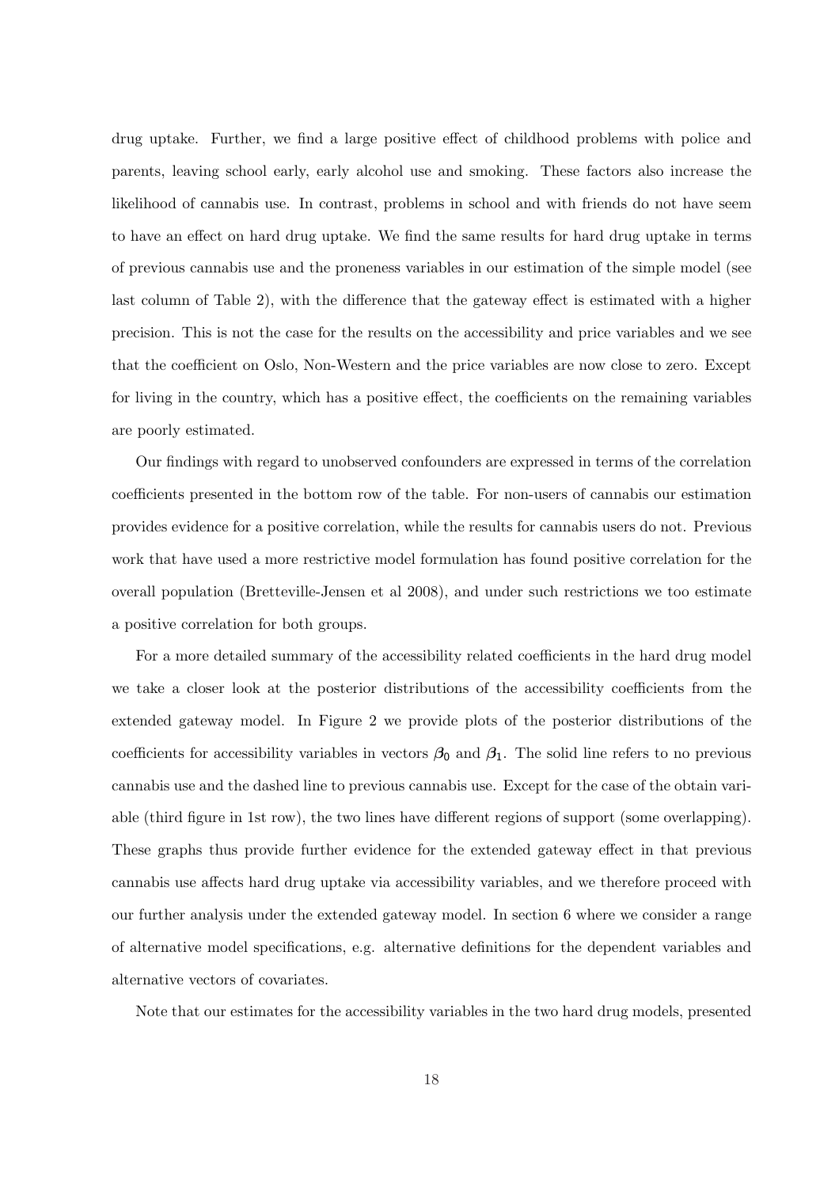drug uptake. Further, we find a large positive effect of childhood problems with police and parents, leaving school early, early alcohol use and smoking. These factors also increase the likelihood of cannabis use. In contrast, problems in school and with friends do not have seem to have an effect on hard drug uptake. We find the same results for hard drug uptake in terms of previous cannabis use and the proneness variables in our estimation of the simple model (see last column of Table 2), with the difference that the gateway effect is estimated with a higher precision. This is not the case for the results on the accessibility and price variables and we see that the coefficient on Oslo, Non-Western and the price variables are now close to zero. Except for living in the country, which has a positive effect, the coefficients on the remaining variables are poorly estimated.

Our findings with regard to unobserved confounders are expressed in terms of the correlation coefficients presented in the bottom row of the table. For non-users of cannabis our estimation provides evidence for a positive correlation, while the results for cannabis users do not. Previous work that have used a more restrictive model formulation has found positive correlation for the overall population (Bretteville-Jensen et al 2008), and under such restrictions we too estimate a positive correlation for both groups.

For a more detailed summary of the accessibility related coefficients in the hard drug model we take a closer look at the posterior distributions of the accessibility coefficients from the extended gateway model. In Figure 2 we provide plots of the posterior distributions of the coefficients for accessibility variables in vectors $\boldsymbol{\beta}_0$ and $\boldsymbol{\beta}_1$. The solid line refers to no previous cannabis use and the dashed line to previous cannabis use. Except for the case of the obtain variable (third figure in 1st row), the two lines have different regions of support (some overlapping). These graphs thus provide further evidence for the extended gateway effect in that previous cannabis use affects hard drug uptake via accessibility variables, and we therefore proceed with our further analysis under the extended gateway model. In section 6 where we consider a range of alternative model specifications, e.g. alternative definitions for the dependent variables and alternative vectors of covariates.

Note that our estimates for the accessibility variables in the two hard drug models, presented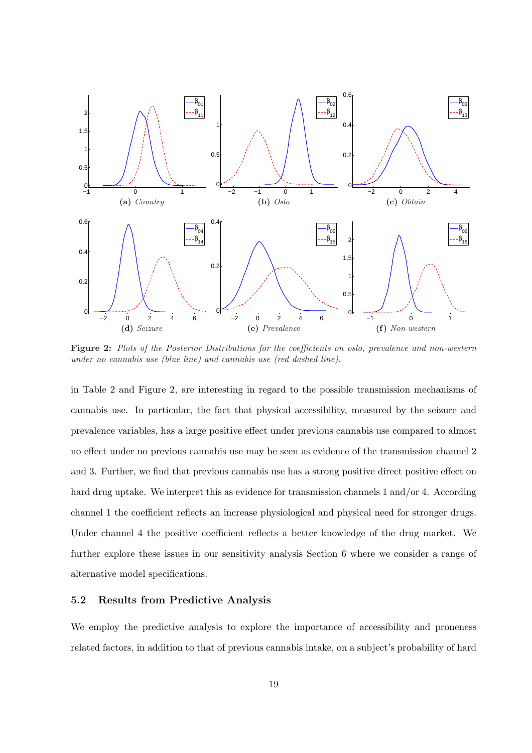**Figure 2:** *Plots of the Posterior Distributions for the coefficients on oslo, prevalence and non-western under no cannabis use (blue line) and cannabis use (red dashed line).*

in Table 2 and Figure 2, are interesting in regard to the possible transmission mechanisms of cannabis use. In particular, the fact that physical accessibility, measured by the seizure and prevalence variables, has a large positive effect under previous cannabis use compared to almost no effect under no previous cannabis use may be seen as evidence of the transmission channel 2 and 3. Further, we find that previous cannabis use has a strong positive direct positive effect on hard drug uptake. We interpret this as evidence for transmission channels 1 and/or 4. According channel 1 the coefficient reflects an increase physiological and physical need for stronger drugs. Under channel 4 the positive coefficient reflects a better knowledge of the drug market. We further explore these issues in our sensitivity analysis Section 6 where we consider a range of alternative model specifications.

### 5.2 Results from Predictive Analysis

We employ the predictive analysis to explore the importance of accessibility and proneness related factors, in addition to that of previous cannabis intake, on a subject's probability of hard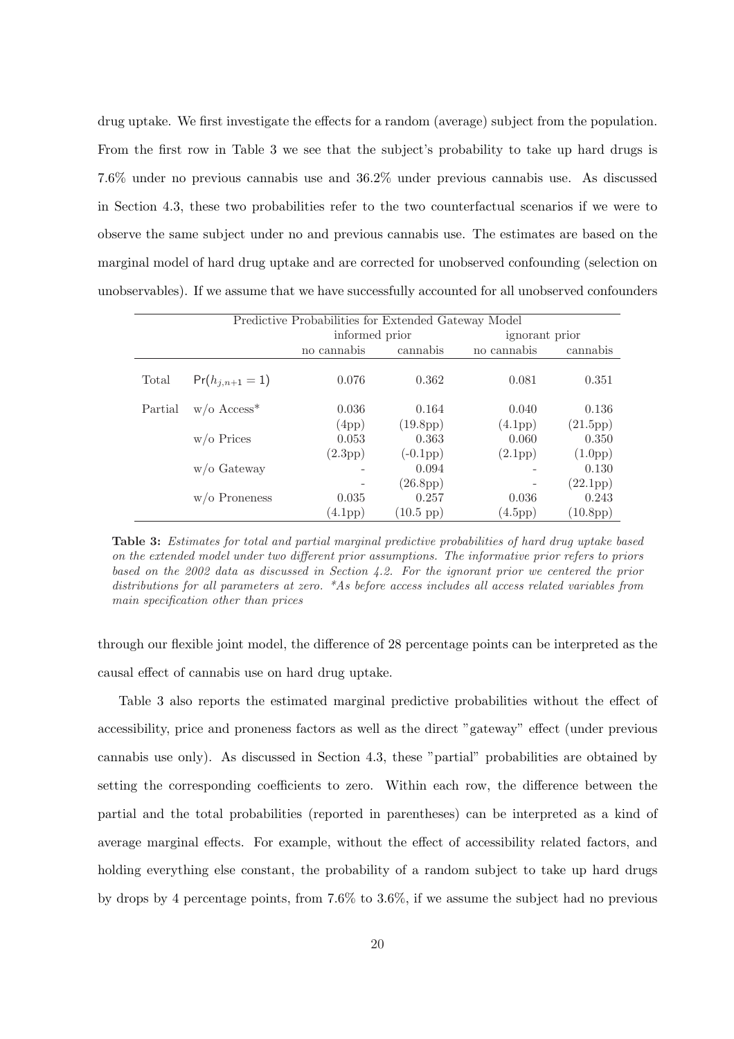drug uptake. We first investigate the effects for a random (average) subject from the population. From the first row in Table 3 we see that the subject's probability to take up hard drugs is 7.6% under no previous cannabis use and 36.2% under previous cannabis use. As discussed in Section 4.3, these two probabilities refer to the two counterfactual scenarios if we were to observe the same subject under no and previous cannabis use. The estimates are based on the marginal model of hard drug uptake and are corrected for unobserved confounding (selection on unobservables). If we assume that we have successfully accounted for all unobserved confounders

| Predictive Probabilities for Extended Gateway Model | | | | | |
|---|---|---|---|---|---|
| | | informed prior | | ignorant prior | |
| | | no cannabis | cannabis | no cannabis | cannabis |
| Total | $\text{Pr}(h_{j,n+1} = 1)$ | 0.076 | 0.362 | 0.081 | 0.351 |
| Partial | w/o Access* | 0.036 | 0.164 | 0.040 | 0.136 |
| | | (4pp) | (19.8pp) | (4.1pp) | (21.5pp) |
| | w/o Prices | 0.053 | 0.363 | 0.060 | 0.350 |
| | | (2.3pp) | (-0.1pp) | (2.1pp) | (1.0pp) |
| | w/o Gateway | - | 0.094 | - | 0.130 |
| | | - | (26.8pp) | - | (22.1pp) |
| | w/o Proneness | 0.035 | 0.257 | 0.036 | 0.243 |
| | | (4.1pp) | (10.5 pp) | (4.5pp) | (10.8pp) |

**Table 3:** *Estimates for total and partial marginal predictive probabilities of hard drug uptake based on the extended model under two different prior assumptions. The informative prior refers to priors based on the 2002 data as discussed in Section 4.2. For the ignorant prior we centered the prior distributions for all parameters at zero. \*As before access includes all access related variables from main specification other than prices*

through our flexible joint model, the difference of 28 percentage points can be interpreted as the causal effect of cannabis use on hard drug uptake.

Table 3 also reports the estimated marginal predictive probabilities without the effect of accessibility, price and proneness factors as well as the direct "gateway" effect (under previous cannabis use only). As discussed in Section 4.3, these "partial" probabilities are obtained by setting the corresponding coefficients to zero. Within each row, the difference between the partial and the total probabilities (reported in parentheses) can be interpreted as a kind of average marginal effects. For example, without the effect of accessibility related factors, and holding everything else constant, the probability of a random subject to take up hard drugs by drops by 4 percentage points, from 7.6% to 3.6%, if we assume the subject had no previous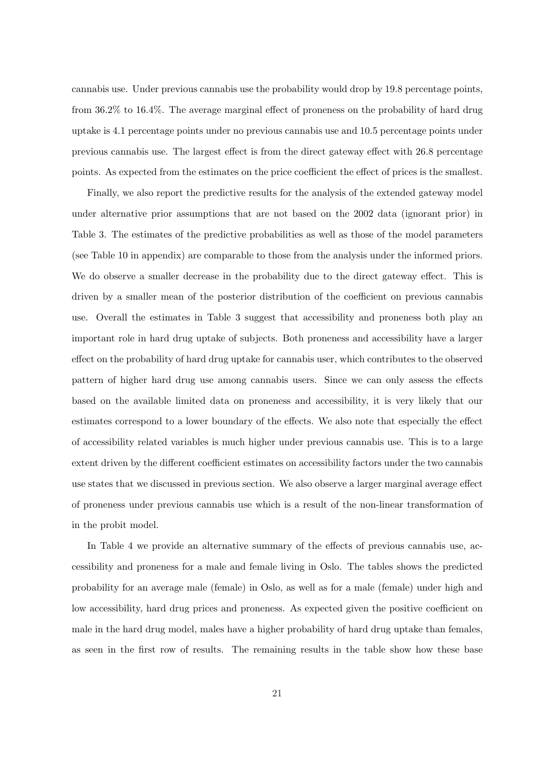cannabis use. Under previous cannabis use the probability would drop by 19.8 percentage points, from 36.2% to 16.4%. The average marginal effect of proneness on the probability of hard drug uptake is 4.1 percentage points under no previous cannabis use and 10.5 percentage points under previous cannabis use. The largest effect is from the direct gateway effect with 26.8 percentage points. As expected from the estimates on the price coefficient the effect of prices is the smallest.

Finally, we also report the predictive results for the analysis of the extended gateway model under alternative prior assumptions that are not based on the 2002 data (ignorant prior) in Table 3. The estimates of the predictive probabilities as well as those of the model parameters (see Table 10 in appendix) are comparable to those from the analysis under the informed priors. We do observe a smaller decrease in the probability due to the direct gateway effect. This is driven by a smaller mean of the posterior distribution of the coefficient on previous cannabis use. Overall the estimates in Table 3 suggest that accessibility and proneness both play an important role in hard drug uptake of subjects. Both proneness and accessibility have a larger effect on the probability of hard drug uptake for cannabis user, which contributes to the observed pattern of higher hard drug use among cannabis users. Since we can only assess the effects based on the available limited data on proneness and accessibility, it is very likely that our estimates correspond to a lower boundary of the effects. We also note that especially the effect of accessibility related variables is much higher under previous cannabis use. This is to a large extent driven by the different coefficient estimates on accessibility factors under the two cannabis use states that we discussed in previous section. We also observe a larger marginal average effect of proneness under previous cannabis use which is a result of the non-linear transformation of in the probit model.

In Table 4 we provide an alternative summary of the effects of previous cannabis use, accessibility and proneness for a male and female living in Oslo. The tables shows the predicted probability for an average male (female) in Oslo, as well as for a male (female) under high and low accessibility, hard drug prices and proneness. As expected given the positive coefficient on male in the hard drug model, males have a higher probability of hard drug uptake than females, as seen in the first row of results. The remaining results in the table show how these base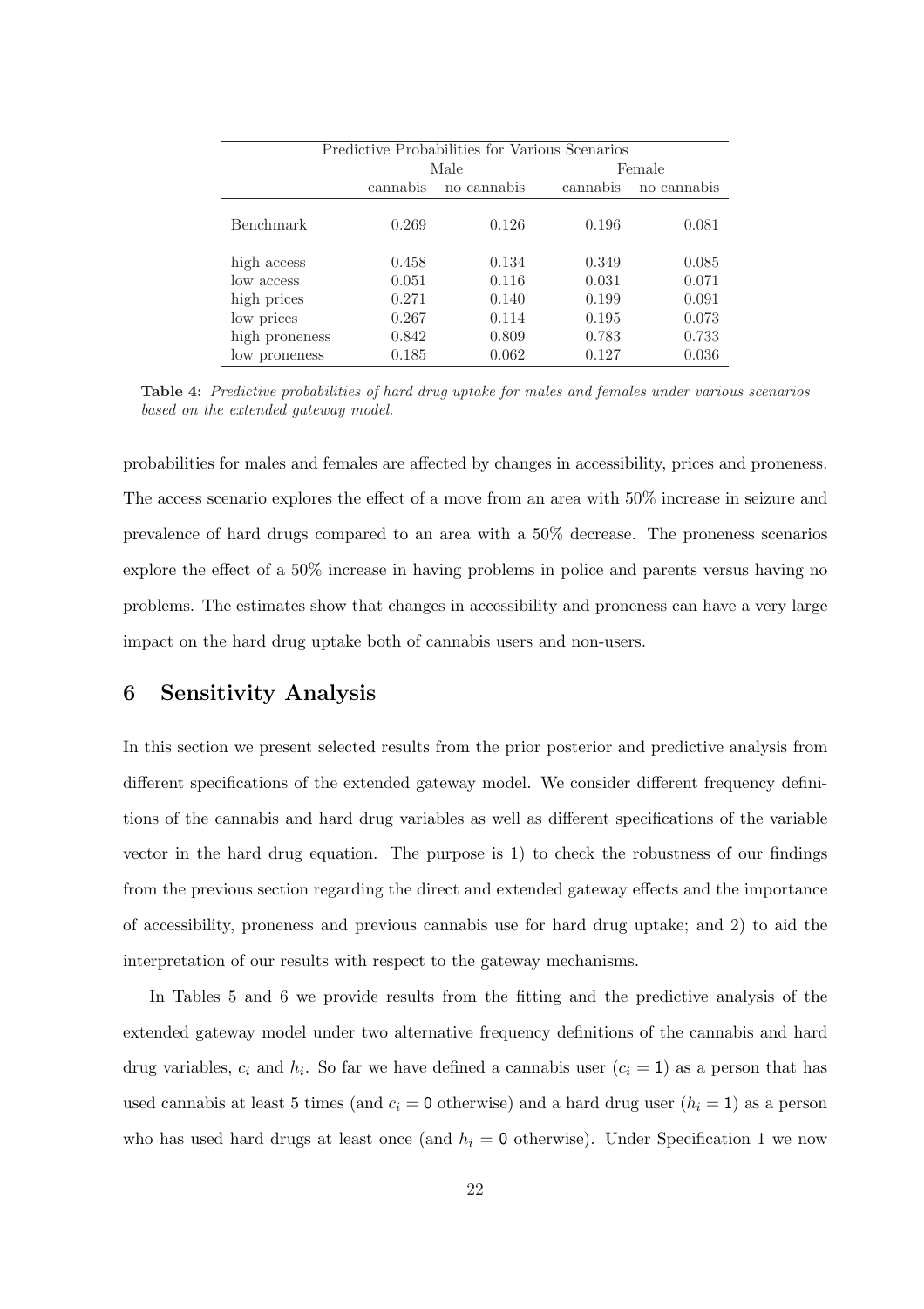| Predictive Probabilities for Various Scenarios | | | | |
|---|---|---|---|---|
| | Male | | Female | |
| | cannabis | no cannabis | cannabis | no cannabis |
| Benchmark | 0.269 | 0.126 | 0.196 | 0.081 |
| high access | 0.458 | 0.134 | 0.349 | 0.085 |
| low access | 0.051 | 0.116 | 0.031 | 0.071 |
| high prices | 0.271 | 0.140 | 0.199 | 0.091 |
| low prices | 0.267 | 0.114 | 0.195 | 0.073 |
| high proneness | 0.842 | 0.809 | 0.783 | 0.733 |
| low proneness | 0.185 | 0.062 | 0.127 | 0.036 |

**Table 4:** *Predictive probabilities of hard drug uptake for males and females under various scenarios based on the extended gateway model.*

probabilities for males and females are affected by changes in accessibility, prices and proneness. The access scenario explores the effect of a move from an area with 50% increase in seizure and prevalence of hard drugs compared to an area with a 50% decrease. The proneness scenarios explore the effect of a 50% increase in having problems in police and parents versus having no problems. The estimates show that changes in accessibility and proneness can have a very large impact on the hard drug uptake both of cannabis users and non-users.

## 6 Sensitivity Analysis

In this section we present selected results from the prior posterior and predictive analysis from different specifications of the extended gateway model. We consider different frequency definitions of the cannabis and hard drug variables as well as different specifications of the variable vector in the hard drug equation. The purpose is 1) to check the robustness of our findings from the previous section regarding the direct and extended gateway effects and the importance of accessibility, proneness and previous cannabis use for hard drug uptake; and 2) to aid the interpretation of our results with respect to the gateway mechanisms.

In Tables 5 and 6 we provide results from the fitting and the predictive analysis of the extended gateway model under two alternative frequency definitions of the cannabis and hard drug variables, $c_i$ and $h_i$. So far we have defined a cannabis user ($c_i = 1$) as a person that has used cannabis at least 5 times (and $c_i = 0$ otherwise) and a hard drug user ($h_i = 1$) as a person who has used hard drugs at least once (and $h_i = 0$ otherwise). Under Specification 1 we now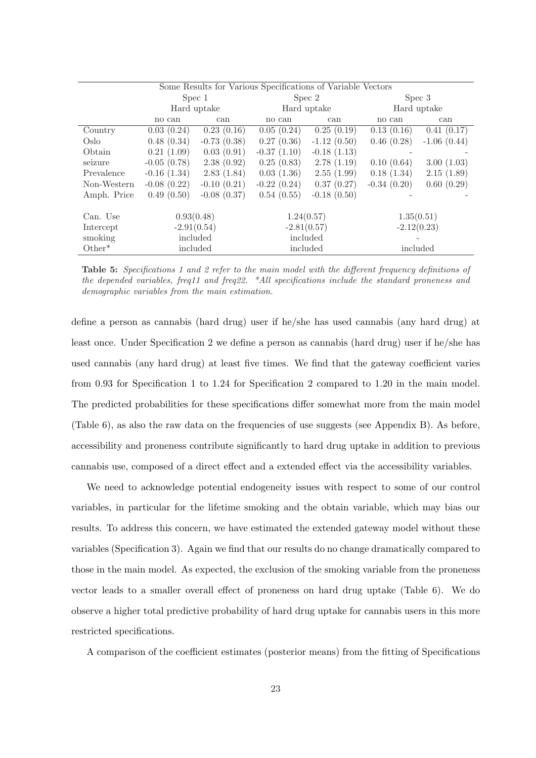| Some Results for Various Specifications of Variable Vectors | | | | | | |
|---|---|---|---|---|---|---|
| | Spec 1 | | Spec 2 | | Spec 3 | |
| | Hard uptake | | Hard uptake | | Hard uptake | |
| | no can | can | no can | can | no can | can |
| Country | 0.03 (0.24) | 0.23 (0.16) | 0.05 (0.24) | 0.25 (0.19) | 0.13 (0.16) | 0.41 (0.17) |
| Oslo | 0.48 (0.34) | -0.73 (0.38) | 0.27 (0.36) | -1.12 (0.50) | 0.46 (0.28) | -1.06 (0.44) |
| Obtain | 0.21 (1.09) | 0.03 (0.91) | -0.37 (1.10) | -0.18 (1.13) | - | - |
| seizure | -0.05 (0.78) | 2.38 (0.92) | 0.25 (0.83) | 2.78 (1.19) | 0.10 (0.64) | 3.00 (1.03) |
| Prevalence | -0.16 (1.34) | 2.83 (1.84) | 0.03 (1.36) | 2.55 (1.99) | 0.18 (1.34) | 2.15 (1.89) |
| Non-Western | -0.08 (0.22) | -0.10 (0.21) | -0.22 (0.24) | 0.37 (0.27) | -0.34 (0.20) | 0.60 (0.29) |
| Amph. Price | 0.49 (0.50) | -0.08 (0.37) | 0.54 (0.55) | -0.18 (0.50) | - | - |
| Can. Use | 0.93(0.48) | | 1.24(0.57) | | 1.35(0.51) | |
| Intercept | -2.91(0.54) | | -2.81(0.57) | | -2.12(0.23) | |
| smoking | included | | included | | - | |
| Other* | included | | included | | included | |

**Table 5:** *Specifications 1 and 2 refer to the main model with the different frequency definitions of the depended variables, freq11 and freq22. \*All specifications include the standard proneness and demographic variables from the main estimation.*

define a person as cannabis (hard drug) user if he/she has used cannabis (any hard drug) at least once. Under Specification 2 we define a person as cannabis (hard drug) user if he/she has used cannabis (any hard drug) at least five times. We find that the gateway coefficient varies from 0.93 for Specification 1 to 1.24 for Specification 2 compared to 1.20 in the main model. The predicted probabilities for these specifications differ somewhat more from the main model (Table 6), as also the raw data on the frequencies of use suggests (see Appendix B). As before, accessibility and proneness contribute significantly to hard drug uptake in addition to previous cannabis use, composed of a direct effect and a extended effect via the accessibility variables.

We need to acknowledge potential endogeneity issues with respect to some of our control variables, in particular for the lifetime smoking and the obtain variable, which may bias our results. To address this concern, we have estimated the extended gateway model without these variables (Specification 3). Again we find that our results do no change dramatically compared to those in the main model. As expected, the exclusion of the smoking variable from the proneness vector leads to a smaller overall effect of proneness on hard drug uptake (Table 6). We do observe a higher total predictive probability of hard drug uptake for cannabis users in this more restricted specifications.

A comparison of the coefficient estimates (posterior means) from the fitting of Specifications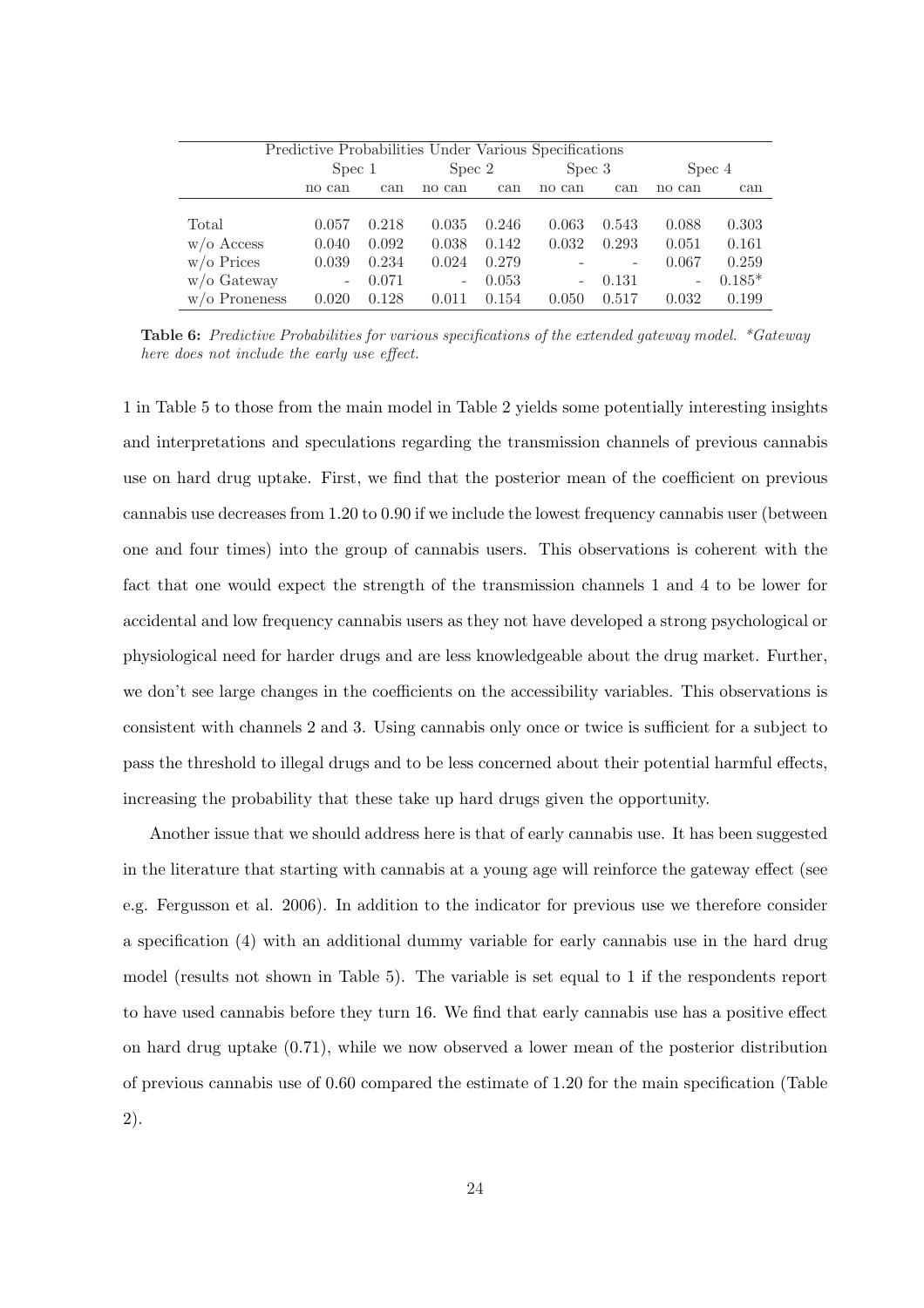| Predictive Probabilities Under Various Specifications | | | | | | | | |
|---|---|---|---|---|---|---|---|---|
| | Spec 1 | | Spec 2 | | Spec 3 | | Spec 4 | |
| | no can | can | no can | can | no can | can | no can | can |
| Total | 0.057 | 0.218 | 0.035 | 0.246 | 0.063 | 0.543 | 0.088 | 0.303 |
| w/o Access | 0.040 | 0.092 | 0.038 | 0.142 | 0.032 | 0.293 | 0.051 | 0.161 |
| w/o Prices | 0.039 | 0.234 | 0.024 | 0.279 | - | - | 0.067 | 0.259 |
| w/o Gateway | - | 0.071 | - | 0.053 | - | 0.131 | - | 0.185* |
| w/o Proneness | 0.020 | 0.128 | 0.011 | 0.154 | 0.050 | 0.517 | 0.032 | 0.199 |

**Table 6:** *Predictive Probabilities for various specifications of the extended gateway model. \*Gateway here does not include the early use effect.*

1 in Table 5 to those from the main model in Table 2 yields some potentially interesting insights and interpretations and speculations regarding the transmission channels of previous cannabis use on hard drug uptake. First, we find that the posterior mean of the coefficient on previous cannabis use decreases from 1.20 to 0.90 if we include the lowest frequency cannabis user (between one and four times) into the group of cannabis users. This observations is coherent with the fact that one would expect the strength of the transmission channels 1 and 4 to be lower for accidental and low frequency cannabis users as they not have developed a strong psychological or physiological need for harder drugs and are less knowledgeable about the drug market. Further, we don't see large changes in the coefficients on the accessibility variables. This observations is consistent with channels 2 and 3. Using cannabis only once or twice is sufficient for a subject to pass the threshold to illegal drugs and to be less concerned about their potential harmful effects, increasing the probability that these take up hard drugs given the opportunity.

Another issue that we should address here is that of early cannabis use. It has been suggested in the literature that starting with cannabis at a young age will reinforce the gateway effect (see e.g. Fergusson et al. 2006). In addition to the indicator for previous use we therefore consider a specification (4) with an additional dummy variable for early cannabis use in the hard drug model (results not shown in Table 5). The variable is set equal to 1 if the respondents report to have used cannabis before they turn 16. We find that early cannabis use has a positive effect on hard drug uptake (0.71), while we now observed a lower mean of the posterior distribution of previous cannabis use of 0.60 compared the estimate of 1.20 for the main specification (Table 2).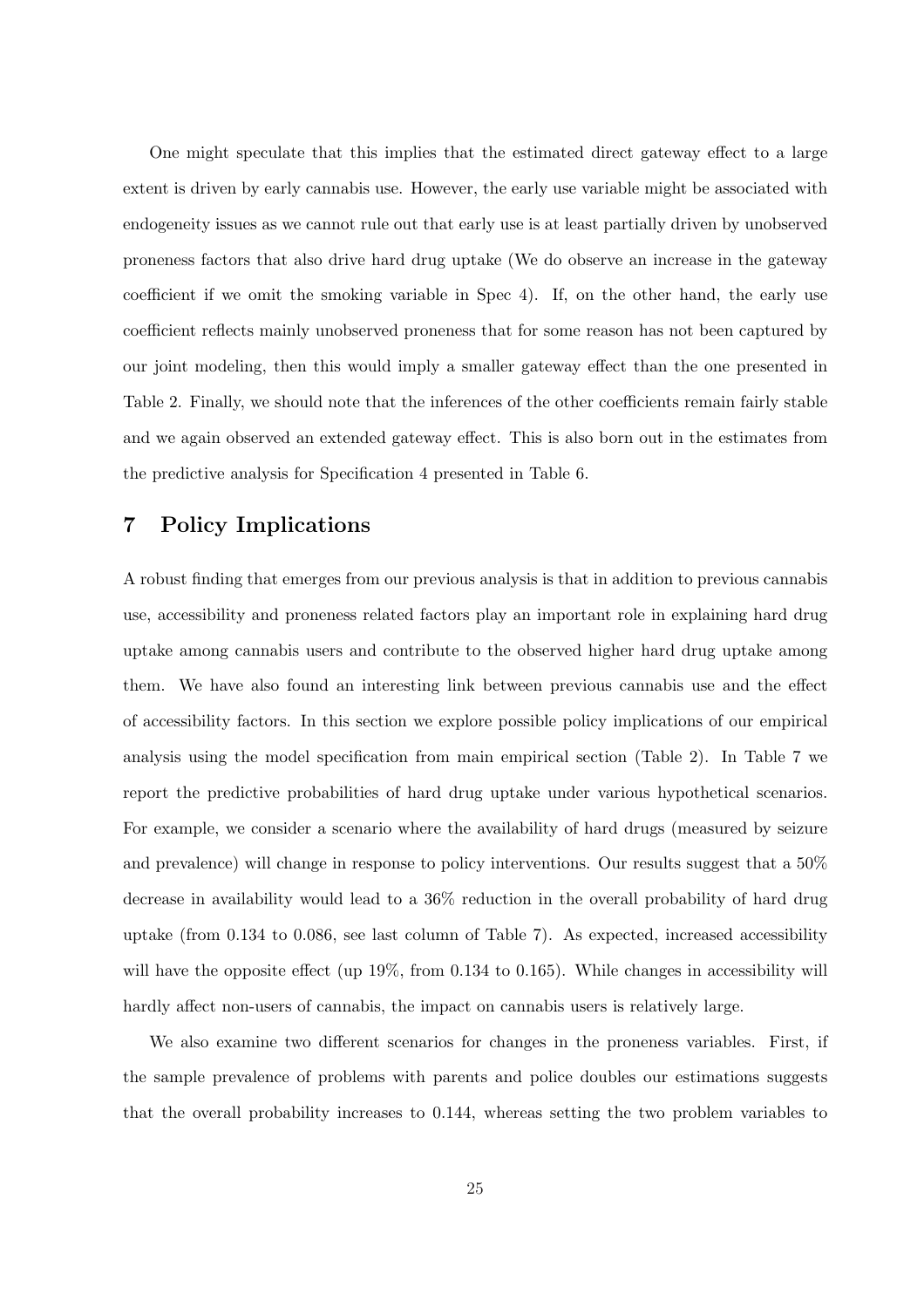One might speculate that this implies that the estimated direct gateway effect to a large extent is driven by early cannabis use. However, the early use variable might be associated with endogeneity issues as we cannot rule out that early use is at least partially driven by unobserved proneness factors that also drive hard drug uptake (We do observe an increase in the gateway coefficient if we omit the smoking variable in Spec 4). If, on the other hand, the early use coefficient reflects mainly unobserved proneness that for some reason has not been captured by our joint modeling, then this would imply a smaller gateway effect than the one presented in Table 2. Finally, we should note that the inferences of the other coefficients remain fairly stable and we again observed an extended gateway effect. This is also born out in the estimates from the predictive analysis for Specification 4 presented in Table 6.

## 7 Policy Implications

A robust finding that emerges from our previous analysis is that in addition to previous cannabis use, accessibility and proneness related factors play an important role in explaining hard drug uptake among cannabis users and contribute to the observed higher hard drug uptake among them. We have also found an interesting link between previous cannabis use and the effect of accessibility factors. In this section we explore possible policy implications of our empirical analysis using the model specification from main empirical section (Table 2). In Table 7 we report the predictive probabilities of hard drug uptake under various hypothetical scenarios. For example, we consider a scenario where the availability of hard drugs (measured by seizure and prevalence) will change in response to policy interventions. Our results suggest that a 50% decrease in availability would lead to a 36% reduction in the overall probability of hard drug uptake (from 0.134 to 0.086, see last column of Table 7). As expected, increased accessibility will have the opposite effect (up 19%, from 0.134 to 0.165). While changes in accessibility will hardly affect non-users of cannabis, the impact on cannabis users is relatively large.

We also examine two different scenarios for changes in the proneness variables. First, if the sample prevalence of problems with parents and police doubles our estimations suggests that the overall probability increases to 0.144, whereas setting the two problem variables to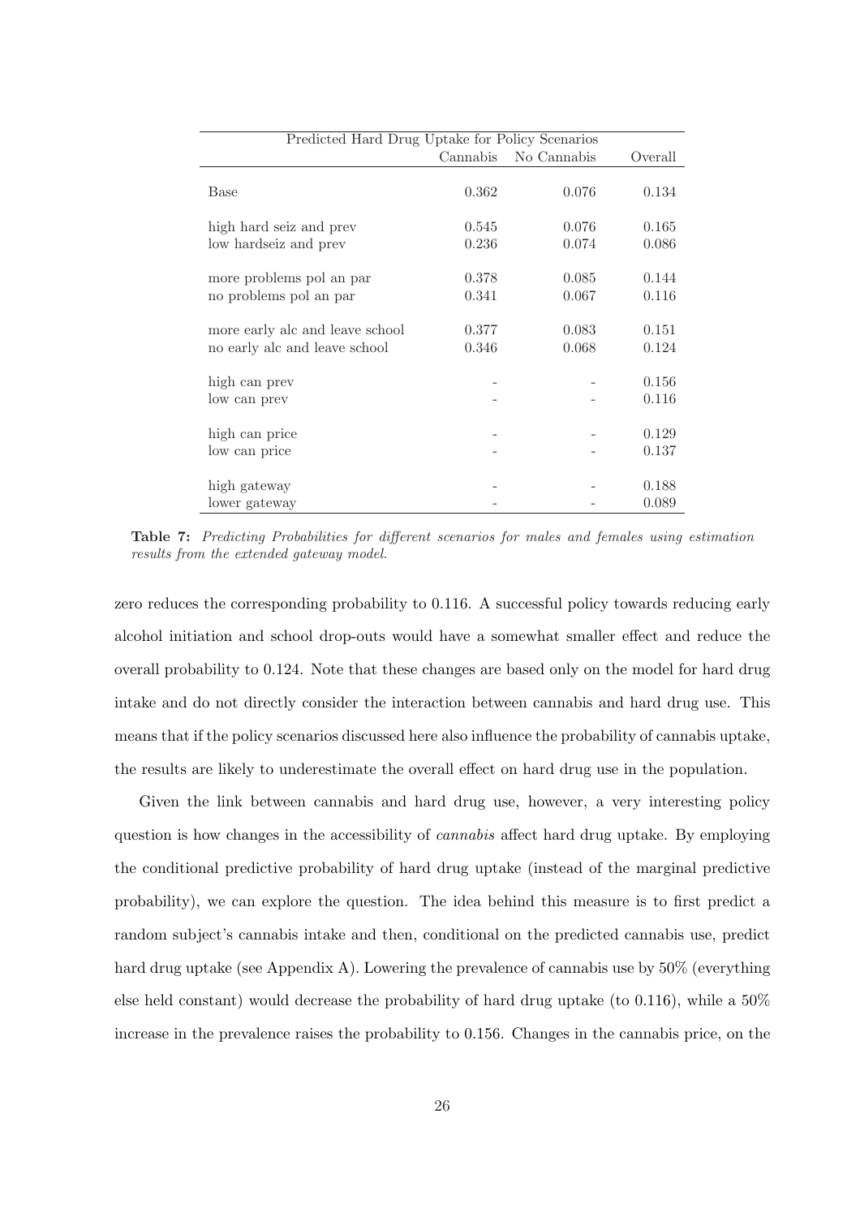| Predicted Hard Drug Uptake for Policy Scenarios | | | |
|---|---|---|---|
| | Cannabis | No Cannabis | Overall |
| Base | 0.362 | 0.076 | 0.134 |
| high hard seiz and prev | 0.545 | 0.076 | 0.165 |
| low hardseiz and prev | 0.236 | 0.074 | 0.086 |
| more problems pol an par | 0.378 | 0.085 | 0.144 |
| no problems pol an par | 0.341 | 0.067 | 0.116 |
| more early alc and leave school | 0.377 | 0.083 | 0.151 |
| no early alc and leave school | 0.346 | 0.068 | 0.124 |
| high can prev | - | - | 0.156 |
| low can prev | - | - | 0.116 |
| high can price | - | - | 0.129 |
| low can price | - | - | 0.137 |
| high gateway | - | - | 0.188 |
| lower gateway | - | - | 0.089 |

**Table 7:** *Predicting Probabilities for different scenarios for males and females using estimation results from the extended gateway model.*

zero reduces the corresponding probability to 0.116. A successful policy towards reducing early alcohol initiation and school drop-outs would have a somewhat smaller effect and reduce the overall probability to 0.124. Note that these changes are based only on the model for hard drug intake and do not directly consider the interaction between cannabis and hard drug use. This means that if the policy scenarios discussed here also influence the probability of cannabis uptake, the results are likely to underestimate the overall effect on hard drug use in the population.

Given the link between cannabis and hard drug use, however, a very interesting policy question is how changes in the accessibility of *cannabis* affect hard drug uptake. By employing the conditional predictive probability of hard drug uptake (instead of the marginal predictive probability), we can explore the question. The idea behind this measure is to first predict a random subject's cannabis intake and then, conditional on the predicted cannabis use, predict hard drug uptake (see Appendix A). Lowering the prevalence of cannabis use by 50% (everything else held constant) would decrease the probability of hard drug uptake (to 0.116), while a 50% increase in the prevalence raises the probability to 0.156. Changes in the cannabis price, on the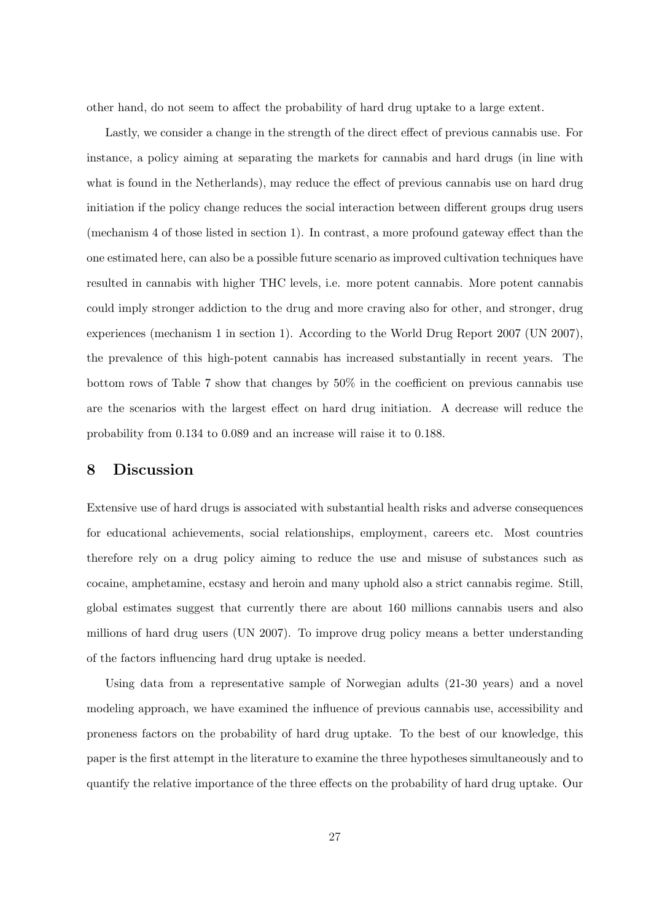other hand, do not seem to affect the probability of hard drug uptake to a large extent.

Lastly, we consider a change in the strength of the direct effect of previous cannabis use. For instance, a policy aiming at separating the markets for cannabis and hard drugs (in line with what is found in the Netherlands), may reduce the effect of previous cannabis use on hard drug initiation if the policy change reduces the social interaction between different groups drug users (mechanism 4 of those listed in section 1). In contrast, a more profound gateway effect than the one estimated here, can also be a possible future scenario as improved cultivation techniques have resulted in cannabis with higher THC levels, i.e. more potent cannabis. More potent cannabis could imply stronger addiction to the drug and more craving also for other, and stronger, drug experiences (mechanism 1 in section 1). According to the World Drug Report 2007 (UN 2007), the prevalence of this high-potent cannabis has increased substantially in recent years. The bottom rows of Table 7 show that changes by 50% in the coefficient on previous cannabis use are the scenarios with the largest effect on hard drug initiation. A decrease will reduce the probability from 0.134 to 0.089 and an increase will raise it to 0.188.

## 8 Discussion

Extensive use of hard drugs is associated with substantial health risks and adverse consequences for educational achievements, social relationships, employment, careers etc. Most countries therefore rely on a drug policy aiming to reduce the use and misuse of substances such as cocaine, amphetamine, ecstasy and heroin and many uphold also a strict cannabis regime. Still, global estimates suggest that currently there are about 160 millions cannabis users and also millions of hard drug users (UN 2007). To improve drug policy means a better understanding of the factors influencing hard drug uptake is needed.

Using data from a representative sample of Norwegian adults (21-30 years) and a novel modeling approach, we have examined the influence of previous cannabis use, accessibility and proneness factors on the probability of hard drug uptake. To the best of our knowledge, this paper is the first attempt in the literature to examine the three hypotheses simultaneously and to quantify the relative importance of the three effects on the probability of hard drug uptake. Our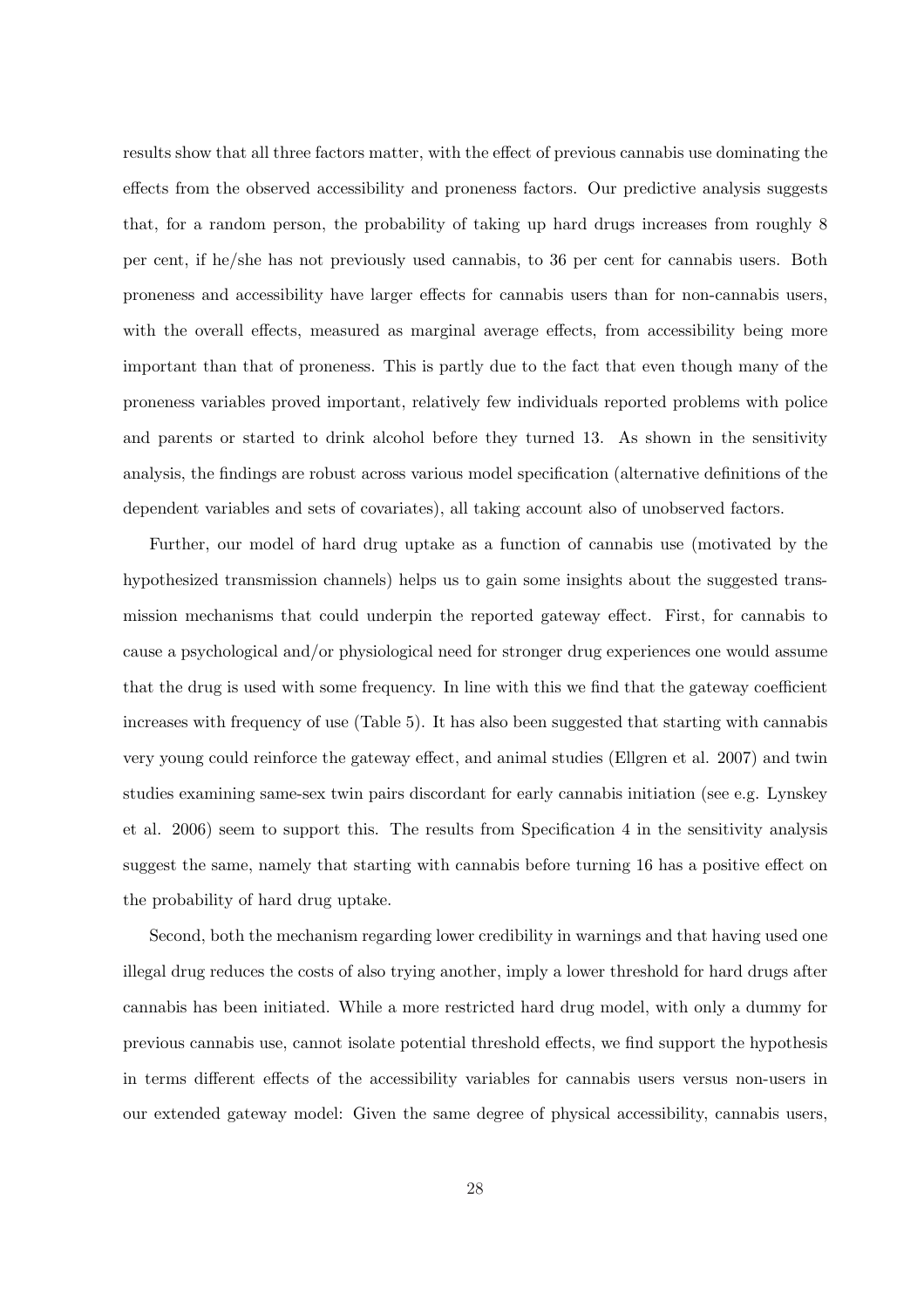results show that all three factors matter, with the effect of previous cannabis use dominating the effects from the observed accessibility and proneness factors. Our predictive analysis suggests that, for a random person, the probability of taking up hard drugs increases from roughly 8 per cent, if he/she has not previously used cannabis, to 36 per cent for cannabis users. Both proneness and accessibility have larger effects for cannabis users than for non-cannabis users, with the overall effects, measured as marginal average effects, from accessibility being more important than that of proneness. This is partly due to the fact that even though many of the proneness variables proved important, relatively few individuals reported problems with police and parents or started to drink alcohol before they turned 13. As shown in the sensitivity analysis, the findings are robust across various model specification (alternative definitions of the dependent variables and sets of covariates), all taking account also of unobserved factors.

Further, our model of hard drug uptake as a function of cannabis use (motivated by the hypothesized transmission channels) helps us to gain some insights about the suggested transmission mechanisms that could underpin the reported gateway effect. First, for cannabis to cause a psychological and/or physiological need for stronger drug experiences one would assume that the drug is used with some frequency. In line with this we find that the gateway coefficient increases with frequency of use (Table 5). It has also been suggested that starting with cannabis very young could reinforce the gateway effect, and animal studies (Ellgren et al. 2007) and twin studies examining same-sex twin pairs discordant for early cannabis initiation (see e.g. Lynskey et al. 2006) seem to support this. The results from Specification 4 in the sensitivity analysis suggest the same, namely that starting with cannabis before turning 16 has a positive effect on the probability of hard drug uptake.

Second, both the mechanism regarding lower credibility in warnings and that having used one illegal drug reduces the costs of also trying another, imply a lower threshold for hard drugs after cannabis has been initiated. While a more restricted hard drug model, with only a dummy for previous cannabis use, cannot isolate potential threshold effects, we find support the hypothesis in terms different effects of the accessibility variables for cannabis users versus non-users in our extended gateway model: Given the same degree of physical accessibility, cannabis users,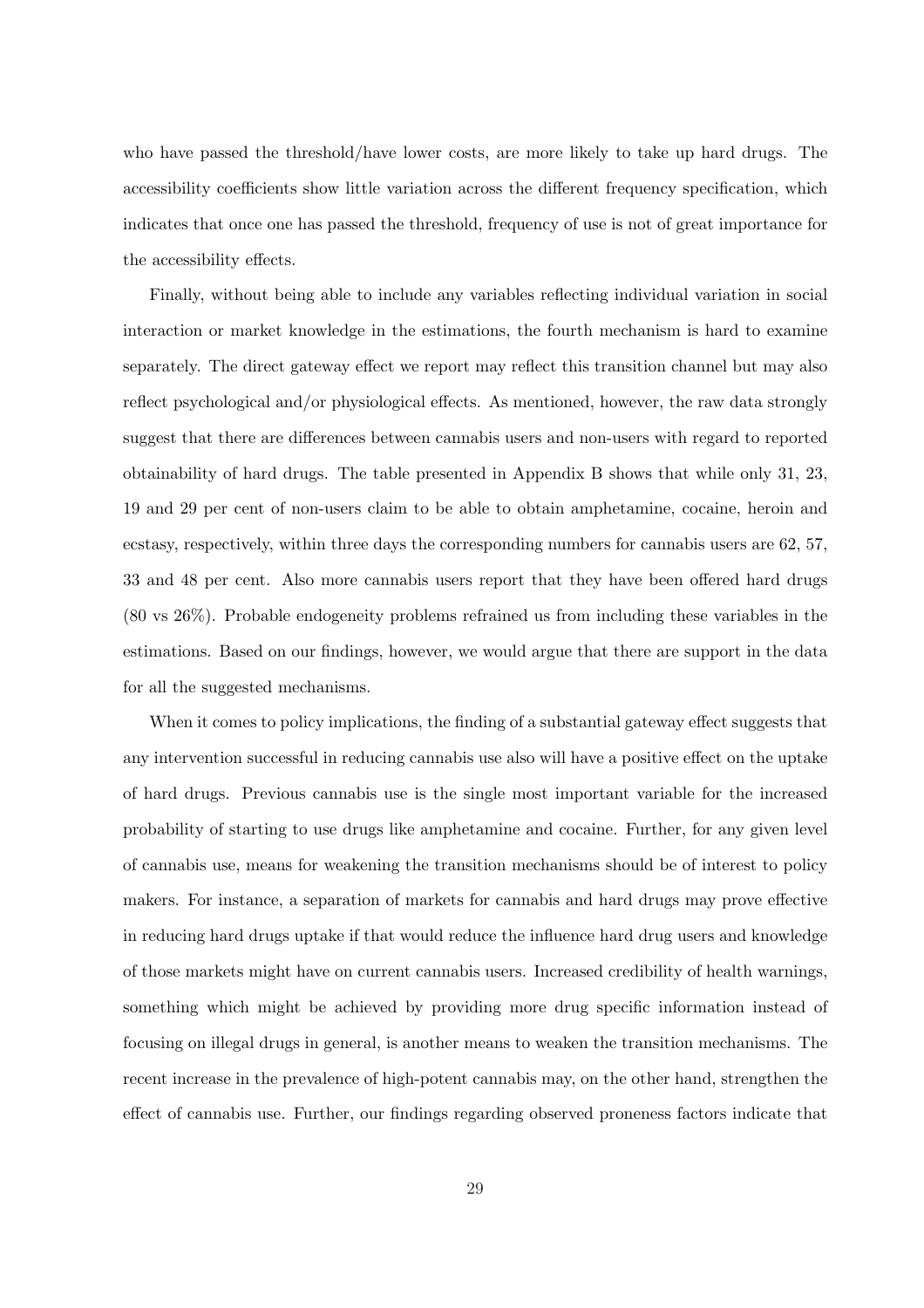who have passed the threshold/have lower costs, are more likely to take up hard drugs. The accessibility coefficients show little variation across the different frequency specification, which indicates that once one has passed the threshold, frequency of use is not of great importance for the accessibility effects.

Finally, without being able to include any variables reflecting individual variation in social interaction or market knowledge in the estimations, the fourth mechanism is hard to examine separately. The direct gateway effect we report may reflect this transition channel but may also reflect psychological and/or physiological effects. As mentioned, however, the raw data strongly suggest that there are differences between cannabis users and non-users with regard to reported obtainability of hard drugs. The table presented in Appendix B shows that while only 31, 23, 19 and 29 per cent of non-users claim to be able to obtain amphetamine, cocaine, heroin and ecstasy, respectively, within three days the corresponding numbers for cannabis users are 62, 57, 33 and 48 per cent. Also more cannabis users report that they have been offered hard drugs (80 vs 26%). Probable endogeneity problems refrained us from including these variables in the estimations. Based on our findings, however, we would argue that there are support in the data for all the suggested mechanisms.

When it comes to policy implications, the finding of a substantial gateway effect suggests that any intervention successful in reducing cannabis use also will have a positive effect on the uptake of hard drugs. Previous cannabis use is the single most important variable for the increased probability of starting to use drugs like amphetamine and cocaine. Further, for any given level of cannabis use, means for weakening the transition mechanisms should be of interest to policy makers. For instance, a separation of markets for cannabis and hard drugs may prove effective in reducing hard drugs uptake if that would reduce the influence hard drug users and knowledge of those markets might have on current cannabis users. Increased credibility of health warnings, something which might be achieved by providing more drug specific information instead of focusing on illegal drugs in general, is another means to weaken the transition mechanisms. The recent increase in the prevalence of high-potent cannabis may, on the other hand, strengthen the effect of cannabis use. Further, our findings regarding observed proneness factors indicate that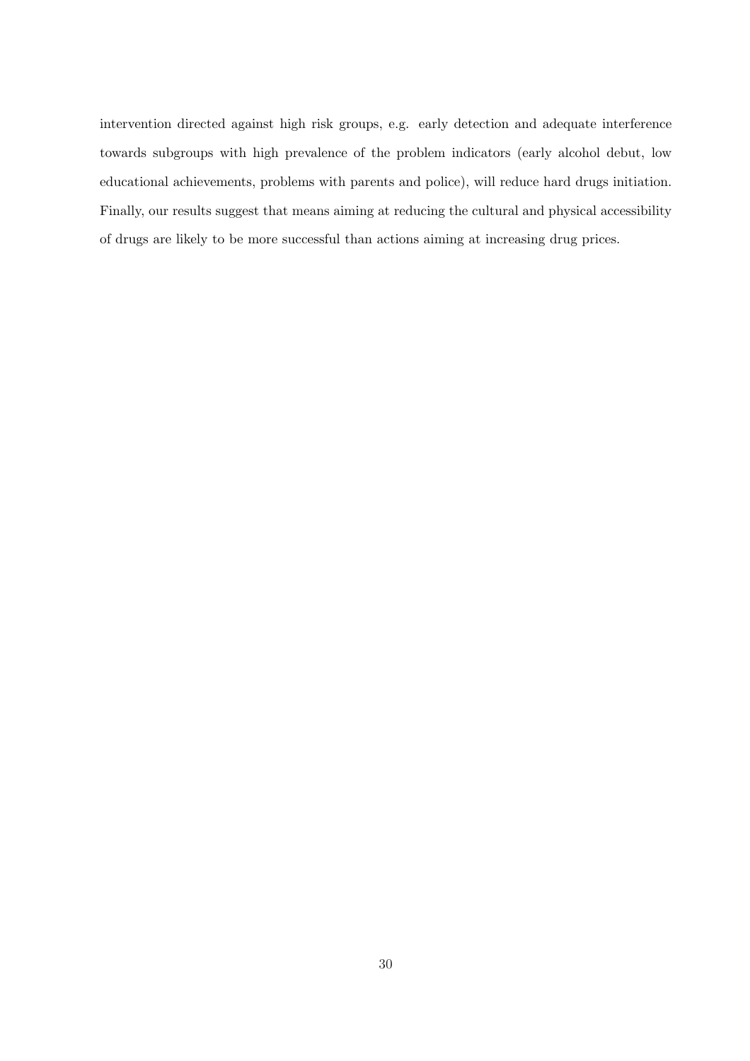intervention directed against high risk groups, e.g. early detection and adequate interference towards subgroups with high prevalence of the problem indicators (early alcohol debut, low educational achievements, problems with parents and police), will reduce hard drugs initiation. Finally, our results suggest that means aiming at reducing the cultural and physical accessibility of drugs are likely to be more successful than actions aiming at increasing drug prices.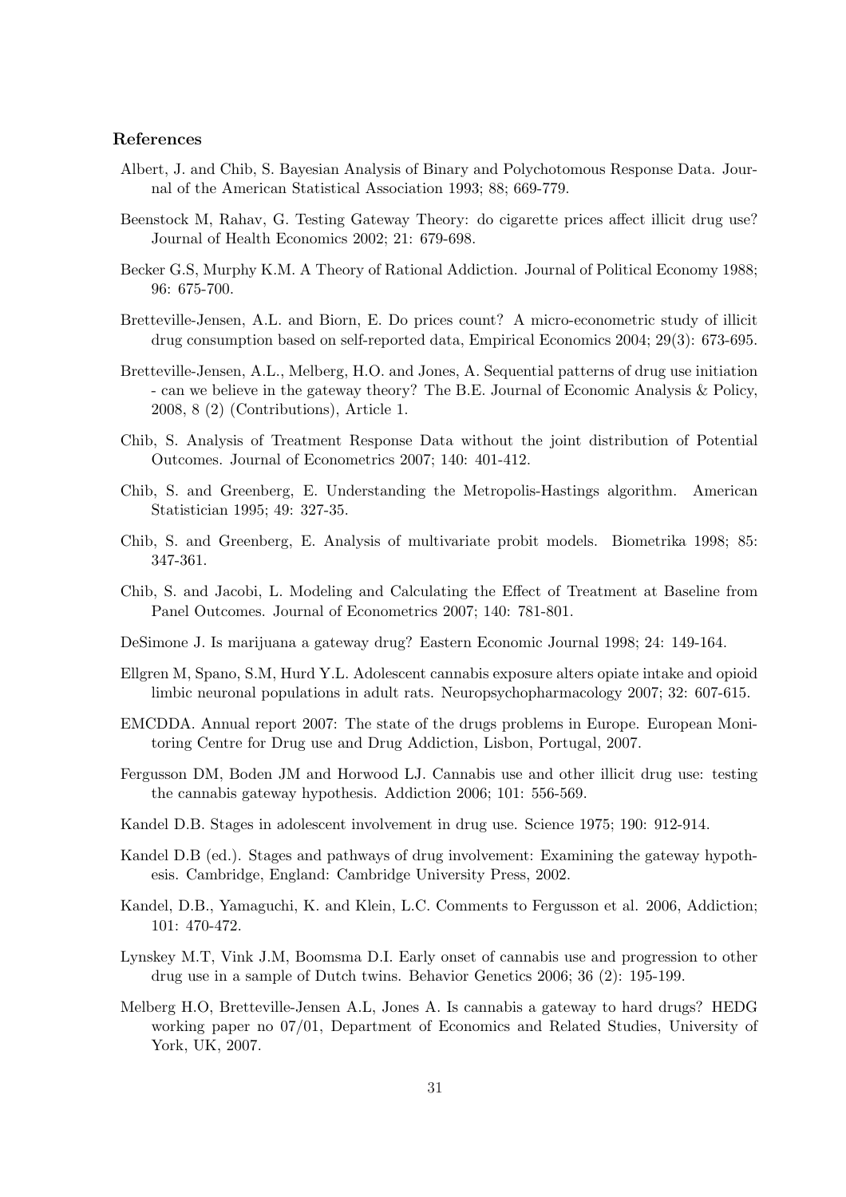### References

Albert, J. and Chib, S. Bayesian Analysis of Binary and Polychotomous Response Data. Journal of the American Statistical Association 1993; 88; 669-779.

Beenstock M, Rahav, G. Testing Gateway Theory: do cigarette prices affect illicit drug use? Journal of Health Economics 2002; 21: 679-698.

Becker G.S, Murphy K.M. A Theory of Rational Addiction. Journal of Political Economy 1988; 96: 675-700.

Bretteville-Jensen, A.L. and Biorn, E. Do prices count? A micro-econometric study of illicit drug consumption based on self-reported data, Empirical Economics 2004; 29(3): 673-695.

Bretteville-Jensen, A.L., Melberg, H.O. and Jones, A. Sequential patterns of drug use initiation - can we believe in the gateway theory? The B.E. Journal of Economic Analysis & Policy, 2008, 8 (2) (Contributions), Article 1.

Chib, S. Analysis of Treatment Response Data without the joint distribution of Potential Outcomes. Journal of Econometrics 2007; 140: 401-412.

Chib, S. and Greenberg, E. Understanding the Metropolis-Hastings algorithm. American Statistician 1995; 49: 327-35.

Chib, S. and Greenberg, E. Analysis of multivariate probit models. Biometrika 1998; 85: 347-361.

Chib, S. and Jacobi, L. Modeling and Calculating the Effect of Treatment at Baseline from Panel Outcomes. Journal of Econometrics 2007; 140: 781-801.

DeSimone J. Is marijuana a gateway drug? Eastern Economic Journal 1998; 24: 149-164.

Ellgren M, Spano, S.M, Hurd Y.L. Adolescent cannabis exposure alters opiate intake and opioid limbic neuronal populations in adult rats. Neuropsychopharmacology 2007; 32: 607-615.

EMCDDA. Annual report 2007: The state of the drugs problems in Europe. European Monitoring Centre for Drug use and Drug Addiction, Lisbon, Portugal, 2007.

Fergusson DM, Boden JM and Horwood LJ. Cannabis use and other illicit drug use: testing the cannabis gateway hypothesis. Addiction 2006; 101: 556-569.

Kandel D.B. Stages in adolescent involvement in drug use. Science 1975; 190: 912-914.

Kandel D.B (ed.). Stages and pathways of drug involvement: Examining the gateway hypothesis. Cambridge, England: Cambridge University Press, 2002.

Kandel, D.B., Yamaguchi, K. and Klein, L.C. Comments to Fergusson et al. 2006, Addiction; 101: 470-472.

Lynskey M.T, Vink J.M, Boomsma D.I. Early onset of cannabis use and progression to other drug use in a sample of Dutch twins. Behavior Genetics 2006; 36 (2): 195-199.

Melberg H.O, Bretteville-Jensen A.L, Jones A. Is cannabis a gateway to hard drugs? HEDG working paper no 07/01, Department of Economics and Related Studies, University of York, UK, 2007.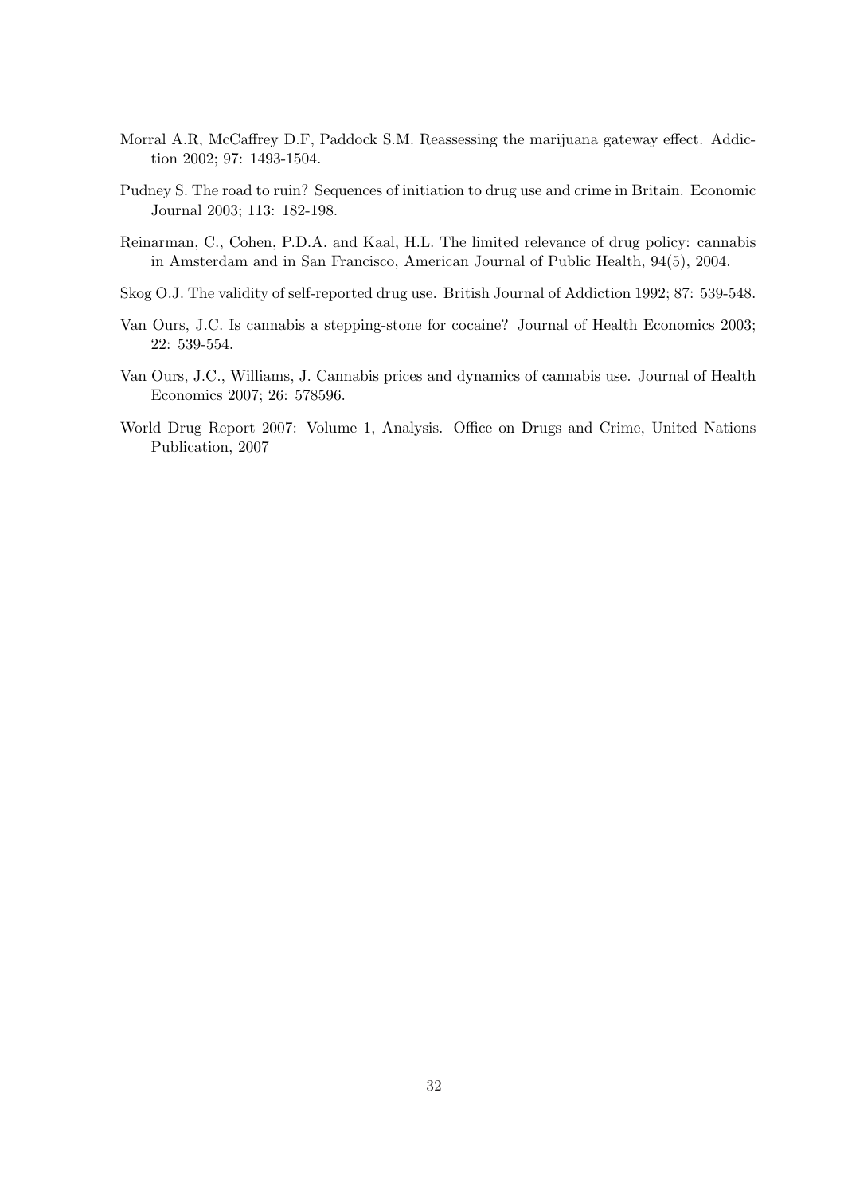Morral A.R, McCaffrey D.F, Paddock S.M. Reassessing the marijuana gateway effect. Addiction 2002; 97: 1493-1504.

Pudney S. The road to ruin? Sequences of initiation to drug use and crime in Britain. Economic Journal 2003; 113: 182-198.

Reinarman, C., Cohen, P.D.A. and Kaal, H.L. The limited relevance of drug policy: cannabis in Amsterdam and in San Francisco, American Journal of Public Health, 94(5), 2004.

Skog O.J. The validity of self-reported drug use. British Journal of Addiction 1992; 87: 539-548.

Van Ours, J.C. Is cannabis a stepping-stone for cocaine? Journal of Health Economics 2003; 22: 539-554.

Van Ours, J.C., Williams, J. Cannabis prices and dynamics of cannabis use. Journal of Health Economics 2007; 26: 578596.

World Drug Report 2007: Volume 1, Analysis. Office on Drugs and Crime, United Nations Publication, 2007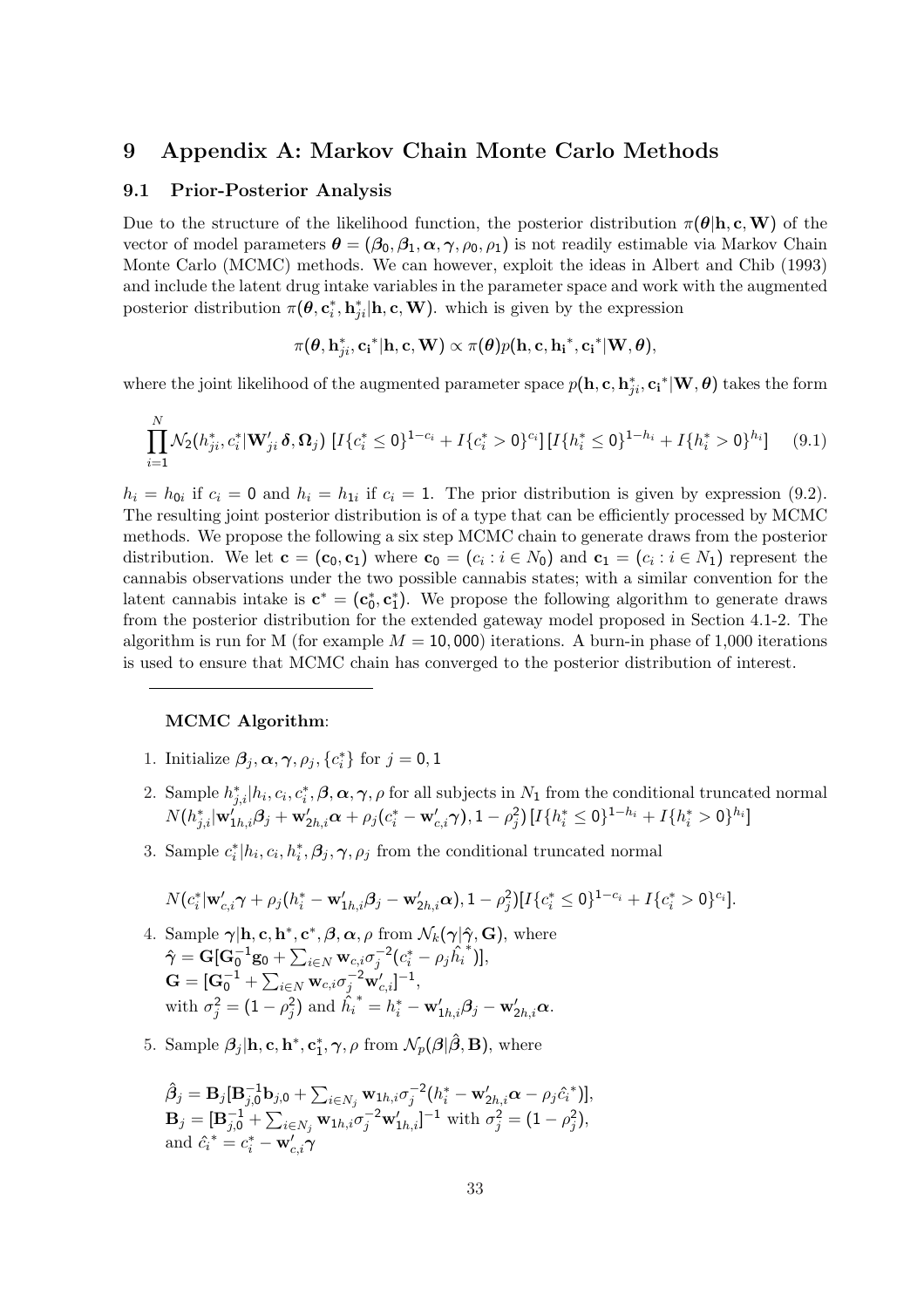# 9 Appendix A: Markov Chain Monte Carlo Methods

## 9.1 Prior-Posterior Analysis

Due to the structure of the likelihood function, the posterior distribution $\pi(\boldsymbol{\theta}|\mathbf{h}, \mathbf{c}, \mathbf{W})$ of the vector of model parameters $\boldsymbol{\theta} = (\boldsymbol{\beta}_0, \boldsymbol{\beta}_1, \boldsymbol{\alpha}, \boldsymbol{\gamma}, \rho_0, \rho_1)$ is not readily estimable via Markov Chain Monte Carlo (MCMC) methods. We can however, exploit the ideas in Albert and Chib (1993) and include the latent drug intake variables in the parameter space and work with the augmented posterior distribution $\pi(\boldsymbol{\theta}, \mathbf{c}_i^*, \mathbf{h}_{ji}^*|\mathbf{h}, \mathbf{c}, \mathbf{W})$. which is given by the expression

$$\pi(\boldsymbol{\theta}, \mathbf{h}_{ji}^*, \mathbf{c_i}^*|\mathbf{h}, \mathbf{c}, \mathbf{W}) \propto \pi(\boldsymbol{\theta}) p(\mathbf{h}, \mathbf{c}, \mathbf{h_i}^*, \mathbf{c_i}^*|\mathbf{W}, \boldsymbol{\theta}),$$

where the joint likelihood of the augmented parameter space $p(\mathbf{h}, \mathbf{c}, \mathbf{h}_{ji}^*, \mathbf{c_i}^*|\mathbf{W}, \boldsymbol{\theta})$ takes the form

$$\prod_{i=1}^{N} \mathcal{N}_2(h_{ji}^*, c_i^*|\mathbf{W}_{ji}'\boldsymbol{\delta}, \boldsymbol{\Omega}_j) \left[I\{c_i^* \leq 0\}^{1-c_i} + I\{c_i^* > 0\}^{c_i}\right]\left[I\{h_i^* \leq 0\}^{1-h_i} + I\{h_i^* > 0\}^{h_i}\right] \quad (9.1)$$

$h_i = h_{0i}$ if $c_i = 0$ and $h_i = h_{1i}$ if $c_i = 1$. The prior distribution is given by expression (9.2). The resulting joint posterior distribution is of a type that can be efficiently processed by MCMC methods. We propose the following a six step MCMC chain to generate draws from the posterior distribution. We let $\mathbf{c} = (\mathbf{c}_0, \mathbf{c}_1)$ where $\mathbf{c}_0 = (c_i : i \in N_0)$ and $\mathbf{c}_1 = (c_i : i \in N_1)$ represent the cannabis observations under the two possible cannabis states; with a similar convention for the latent cannabis intake is $\mathbf{c}^* = (\mathbf{c}_0^*, \mathbf{c}_1^*)$. We propose the following algorithm to generate draws from the posterior distribution for the extended gateway model proposed in Section 4.1-2. The algorithm is run for M (for example $M = 10,000$) iterations. A burn-in phase of 1,000 iterations is used to ensure that MCMC chain has converged to the posterior distribution of interest.

---

**MCMC Algorithm**:

1. Initialize $\boldsymbol{\beta}_j, \boldsymbol{\alpha}, \boldsymbol{\gamma}, \rho_j, \{c_i^*\}$ for $j = 0, 1$

2. Sample $h_{j,i}^*|h_i, c_i, c_i^*, \boldsymbol{\beta}, \boldsymbol{\alpha}, \boldsymbol{\gamma}, \rho$ for all subjects in $N_1$ from the conditional truncated normal $N(h_{j,i}^*|\mathbf{w}_{1h,i}'\boldsymbol{\beta}_j + \mathbf{w}_{2h,i}'\boldsymbol{\alpha} + \rho_j(c_i^* - \mathbf{w}_{c,i}'\boldsymbol{\gamma}), 1 - \rho_j^2)\left[I\{h_i^* \leq 0\}^{1-h_i} + I\{h_i^* > 0\}^{h_i}\right]$

3. Sample $c_i^*|h_i, c_i, h_i^*, \boldsymbol{\beta}_j, \boldsymbol{\gamma}, \rho_j$ from the conditional truncated normal

   $$N(c_i^*|\mathbf{w}_{c,i}'\boldsymbol{\gamma} + \rho_j(h_i^* - \mathbf{w}_{1h,i}'\boldsymbol{\beta}_j - \mathbf{w}_{2h,i}'\boldsymbol{\alpha}), 1 - \rho_j^2)[I\{c_i^* \leq 0\}^{1-c_i} + I\{c_i^* > 0\}^{c_i}].$$

4. Sample $\boldsymbol{\gamma}|\mathbf{h}, \mathbf{c}, \mathbf{h}^*, \mathbf{c}^*, \boldsymbol{\beta}, \boldsymbol{\alpha}, \rho$ from $\mathcal{N}_k(\boldsymbol{\gamma}|\hat{\boldsymbol{\gamma}}, \mathbf{G})$, where
   $\hat{\boldsymbol{\gamma}} = \mathbf{G}[\mathbf{G}_0^{-1}\mathbf{g}_0 + \sum_{i \in N} \mathbf{w}_{c,i}\sigma_j^{-2}(c_i^* - \rho_j \hat{h_i}^*)]$,
   $\mathbf{G} = [\mathbf{G}_0^{-1} + \sum_{i \in N} \mathbf{w}_{c,i}\sigma_j^{-2}\mathbf{w}_{c,i}']^{-1}$,
   with $\sigma_j^2 = (1 - \rho_j^2)$ and $\hat{h_i}^* = h_i^* - \mathbf{w}_{1h,i}'\boldsymbol{\beta}_j - \mathbf{w}_{2h,i}'\boldsymbol{\alpha}$.

5. Sample $\boldsymbol{\beta}_j|\mathbf{h}, \mathbf{c}, \mathbf{h}^*, \mathbf{c}_1^*, \boldsymbol{\gamma}, \rho$ from $\mathcal{N}_p(\boldsymbol{\beta}|\hat{\boldsymbol{\beta}}, \mathbf{B})$, where

   $\hat{\boldsymbol{\beta}}_j = \mathbf{B}_j[\mathbf{B}_{j,0}^{-1}\mathbf{b}_{j,0} + \sum_{i \in N_j} \mathbf{w}_{1h,i}\sigma_j^{-2}(h_i^* - \mathbf{w}_{2h,i}'\boldsymbol{\alpha} - \rho_j \hat{c_i}^*)]$,
   $\mathbf{B}_j = [\mathbf{B}_{j,0}^{-1} + \sum_{i \in N_j} \mathbf{w}_{1h,i}\sigma_j^{-2}\mathbf{w}_{1h,i}']^{-1}$ with $\sigma_j^2 = (1 - \rho_j^2)$,
   and $\hat{c_i}^* = c_i^* - \mathbf{w}_{c,i}'\boldsymbol{\gamma}$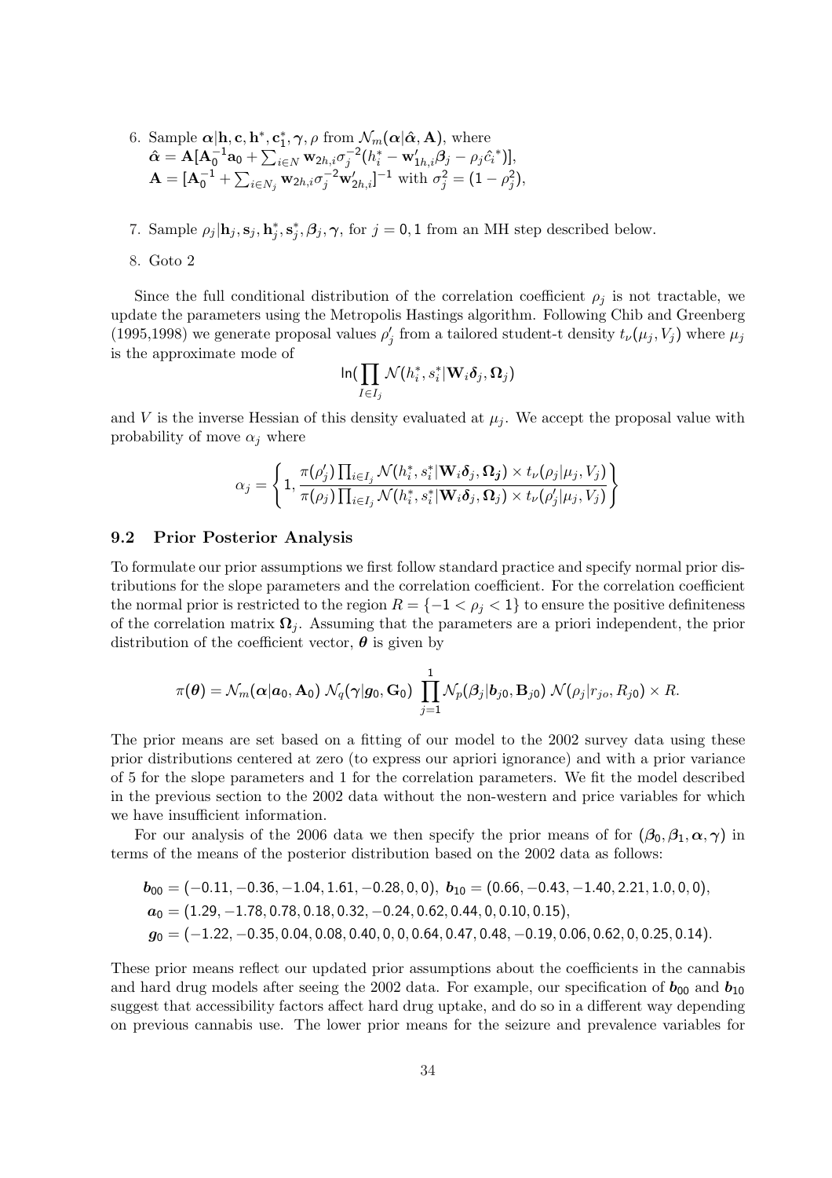6. Sample $\boldsymbol{\alpha}|\mathbf{h}, \mathbf{c}, \mathbf{h}^*, \mathbf{c}_1^*, \boldsymbol{\gamma}, \rho$ from $\mathcal{N}_m(\boldsymbol{\alpha}|\hat{\boldsymbol{\alpha}}, \mathbf{A})$, where
$\hat{\boldsymbol{\alpha}} = \mathbf{A}[\mathbf{A}_0^{-1}\mathbf{a}_0 + \sum_{i \in N} \mathbf{w}_{2h,i}\sigma_j^{-2}(h_i^* - \mathbf{w}_{1h,i}'\boldsymbol{\beta}_j - \rho_j \hat{c_i}^*)]$,
$\mathbf{A} = [\mathbf{A}_0^{-1} + \sum_{i \in N_j} \mathbf{w}_{2h,i}\sigma_j^{-2}\mathbf{w}_{2h,i}']^{-1}$ with $\sigma_j^2 = (1 - \rho_j^2)$,

7. Sample $\rho_j|\mathbf{h}_j, \mathbf{s}_j, \mathbf{h}_j^*, \mathbf{s}_j^*, \boldsymbol{\beta}_j, \boldsymbol{\gamma}$, for $j = 0, 1$ from an MH step described below.

8. Goto 2

Since the full conditional distribution of the correlation coefficient $\rho_j$ is not tractable, we update the parameters using the Metropolis Hastings algorithm. Following Chib and Greenberg (1995,1998) we generate proposal values $\rho_j'$ from a tailored student-t density $t_\nu(\mu_j, V_j)$ where $\mu_j$ is the approximate mode of

$$\ln(\prod_{I \in I_j} \mathcal{N}(h_i^*, s_i^*|\mathbf{W}_i\boldsymbol{\delta}_j, \boldsymbol{\Omega}_j)$$

and $V$ is the inverse Hessian of this density evaluated at $\mu_j$. We accept the proposal value with probability of move $\alpha_j$ where

$$\alpha_j = \left\{ 1, \frac{\pi(\rho_j') \prod_{i \in I_j} \mathcal{N}(h_i^*, s_i^*|\mathbf{W}_i\boldsymbol{\delta}_j, \boldsymbol{\Omega}_j) \times t_\nu(\rho_j|\mu_j, V_j)}{\pi(\rho_j) \prod_{i \in I_j} \mathcal{N}(h_i^*, s_i^*|\mathbf{W}_i\boldsymbol{\delta}_j, \boldsymbol{\Omega}_j) \times t_\nu(\rho_j'|\mu_j, V_j)} \right\}$$

## 9.2 Prior Posterior Analysis

To formulate our prior assumptions we first follow standard practice and specify normal prior distributions for the slope parameters and the correlation coefficient. For the correlation coefficient the normal prior is restricted to the region $R = \{-1 < \rho_j < 1\}$ to ensure the positive definiteness of the correlation matrix $\boldsymbol{\Omega}_j$. Assuming that the parameters are a priori independent, the prior distribution of the coefficient vector, $\boldsymbol{\theta}$ is given by

$$\pi(\boldsymbol{\theta}) = \mathcal{N}_m(\boldsymbol{\alpha}|\boldsymbol{a}_0, \mathbf{A}_0)\, \mathcal{N}_q(\boldsymbol{\gamma}|\boldsymbol{g}_0, \mathbf{G}_0) \prod_{j=1}^{1} \mathcal{N}_p(\boldsymbol{\beta}_j|\boldsymbol{b}_{j0}, \mathbf{B}_{j0})\, \mathcal{N}(\rho_j|r_{jo}, R_{j0}) \times R.$$

The prior means are set based on a fitting of our model to the 2002 survey data using these prior distributions centered at zero (to express our apriori ignorance) and with a prior variance of 5 for the slope parameters and 1 for the correlation parameters. We fit the model described in the previous section to the 2002 data without the non-western and price variables for which we have insufficient information.

For our analysis of the 2006 data we then specify the prior means of for $(\boldsymbol{\beta}_0, \boldsymbol{\beta}_1, \boldsymbol{\alpha}, \boldsymbol{\gamma})$ in terms of the means of the posterior distribution based on the 2002 data as follows:

$$\boldsymbol{b}_{00} = (-0.11, -0.36, -1.04, 1.61, -0.28, 0, 0),\ \boldsymbol{b}_{10} = (0.66, -0.43, -1.40, 2.21, 1.0, 0, 0),$$
$$\boldsymbol{a}_0 = (1.29, -1.78, 0.78, 0.18, 0.32, -0.24, 0.62, 0.44, 0, 0.10, 0.15),$$
$$\boldsymbol{g}_0 = (-1.22, -0.35, 0.04, 0.08, 0.40, 0, 0, 0.64, 0.47, 0.48, -0.19, 0.06, 0.62, 0, 0.25, 0.14).$$

These prior means reflect our updated prior assumptions about the coefficients in the cannabis and hard drug models after seeing the 2002 data. For example, our specification of $\boldsymbol{b}_{00}$ and $\boldsymbol{b}_{10}$ suggest that accessibility factors affect hard drug uptake, and do so in a different way depending on previous cannabis use. The lower prior means for the seizure and prevalence variables for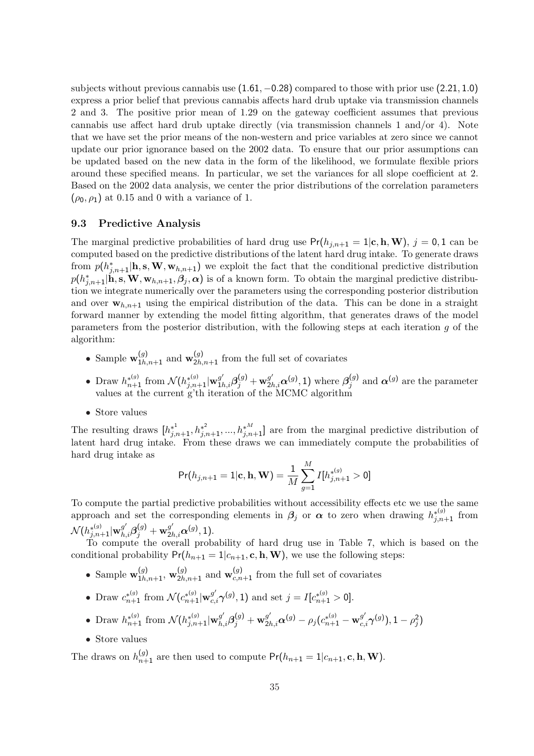subjects without previous cannabis use $(1.61, -0.28)$ compared to those with prior use $(2.21, 1.0)$ express a prior belief that previous cannabis affects hard drub uptake via transmission channels 2 and 3. The positive prior mean of 1.29 on the gateway coefficient assumes that previous cannabis use affect hard drub uptake directly (via transmission channels 1 and/or 4). Note that we have set the prior means of the non-western and price variables at zero since we cannot update our prior ignorance based on the 2002 data. To ensure that our prior assumptions can be updated based on the new data in the form of the likelihood, we formulate flexible priors around these specified means. In particular, we set the variances for all slope coefficient at 2. Based on the 2002 data analysis, we center the prior distributions of the correlation parameters $(\rho_0, \rho_1)$ at 0.15 and 0 with a variance of 1.

### 9.3 Predictive Analysis

The marginal predictive probabilities of hard drug use $\Pr(h_{j,n+1} = 1|\mathbf{c}, \mathbf{h}, \mathbf{W})$, $j = 0, 1$ can be computed based on the predictive distributions of the latent hard drug intake. To generate draws from $p(h^*_{j,n+1}|\mathbf{h}, \mathbf{s}, \mathbf{W}, \mathbf{w}_{h,n+1})$ we exploit the fact that the conditional predictive distribution $p(h^*_{j,n+1}|\mathbf{h}, \mathbf{s}, \mathbf{W}, \mathbf{w}_{h,n+1}, \boldsymbol{\beta}_j, \boldsymbol{\alpha})$ is of a known form. To obtain the marginal predictive distribution we integrate numerically over the parameters using the corresponding posterior distribution and over $\mathbf{w}_{h,n+1}$ using the empirical distribution of the data. This can be done in a straight forward manner by extending the model fitting algorithm, that generates draws of the model parameters from the posterior distribution, with the following steps at each iteration $g$ of the algorithm:

- Sample $\mathbf{w}^{(g)}_{1h,n+1}$ and $\mathbf{w}^{(g)}_{2h,n+1}$ from the full set of covariates
- Draw $h^{*(g)}_{n+1}$ from $\mathcal{N}(h^{*(g)}_{j,n+1}|\mathbf{w}^{g'}_{1h,i}\boldsymbol{\beta}^{(g)}_j + \mathbf{w}^{g'}_{2h,i}\boldsymbol{\alpha}^{(g)}, 1)$ where $\boldsymbol{\beta}^{(g)}_j$ and $\boldsymbol{\alpha}^{(g)}$ are the parameter values at the current g'th iteration of the MCMC algorithm
- Store values

The resulting draws $[h^{*^1}_{j,n+1}, h^{*^2}_{j,n+1}, ..., h^{*^M}_{j,n+1}]$ are from the marginal predictive distribution of latent hard drug intake. From these draws we can immediately compute the probabilities of hard drug intake as

$$\Pr(h_{j,n+1} = 1|\mathbf{c}, \mathbf{h}, \mathbf{W}) = \frac{1}{M}\sum_{g=1}^{M} I[h^{*^{(g)}}_{j,n+1} > 0]$$

To compute the partial predictive probabilities without accessibility effects etc we use the same approach and set the corresponding elements in $\boldsymbol{\beta}_j$ or $\boldsymbol{\alpha}$ to zero when drawing $h^{*(g)}_{j,n+1}$ from $\mathcal{N}(h^{*(g)}_{j,n+1}|\mathbf{w}^{g'}_{h,i}\boldsymbol{\beta}^{(g)}_j + \mathbf{w}^{g'}_{2h,i}\boldsymbol{\alpha}^{(g)}, 1)$.

To compute the overall probability of hard drug use in Table 7, which is based on the conditional probability $\Pr(h_{n+1} = 1|c_{n+1}, \mathbf{c}, \mathbf{h}, \mathbf{W})$, we use the following steps:

- Sample $\mathbf{w}^{(g)}_{1h,n+1}$, $\mathbf{w}^{(g)}_{2h,n+1}$ and $\mathbf{w}^{(g)}_{c,n+1}$ from the full set of covariates
- Draw $c^{*(g)}_{n+1}$ from $\mathcal{N}(c^{*(g)}_{n+1}|\mathbf{w}^{g'}_{c,i}\boldsymbol{\gamma}^{(g)}, 1)$ and set $j = I[c^{*(g)}_{n+1} > 0]$.
- Draw $h^{*(g)}_{n+1}$ from $\mathcal{N}(h^{*(g)}_{j,n+1}|\mathbf{w}^{g'}_{h,i}\boldsymbol{\beta}^{(g)}_j + \mathbf{w}^{g'}_{2h,i}\boldsymbol{\alpha}^{(g)} - \rho_j(c^{*(g)}_{n+1} - \mathbf{w}^{g'}_{c,i}\boldsymbol{\gamma}^{(g)}), 1 - \rho^2_j)$
- Store values

The draws on $h^{(g)}_{n+1}$ are then used to compute $\Pr(h_{n+1} = 1|c_{n+1}, \mathbf{c}, \mathbf{h}, \mathbf{W})$.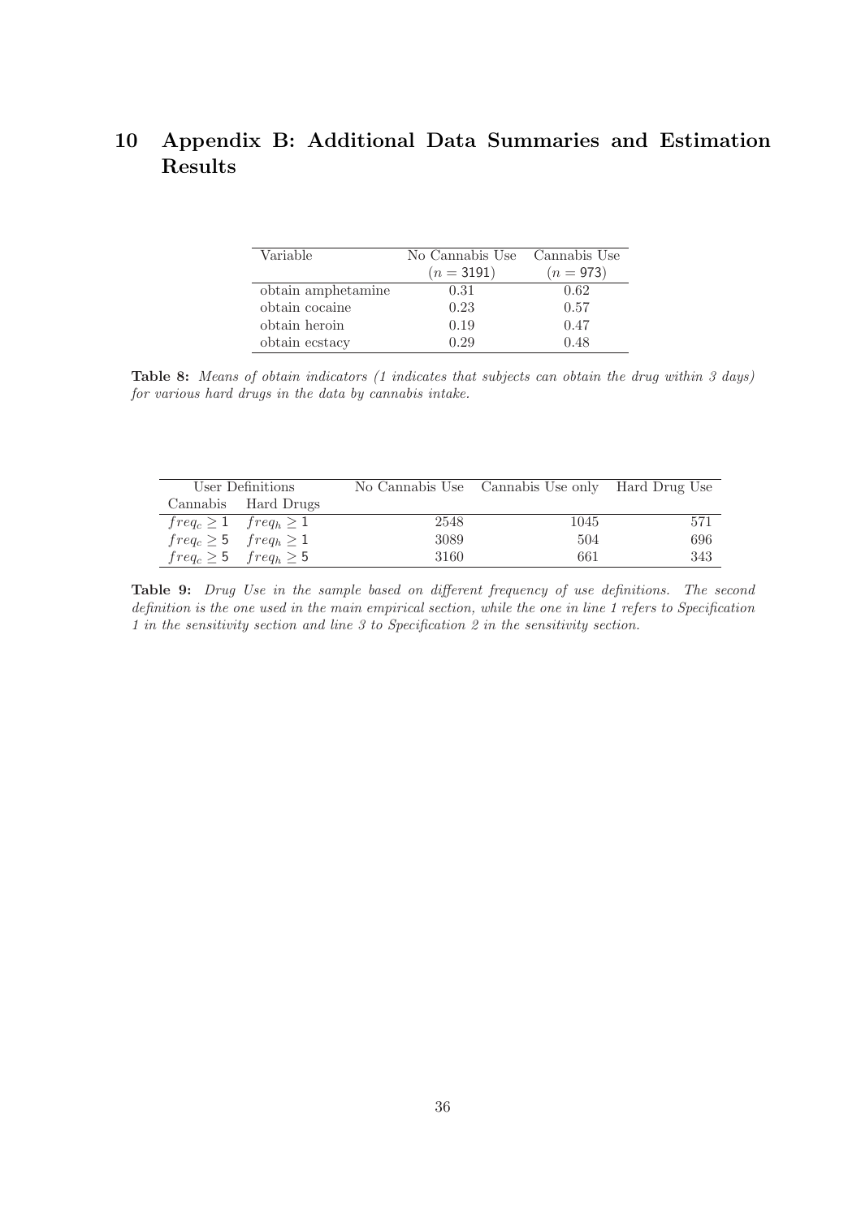# 10 Appendix B: Additional Data Summaries and Estimation Results

| Variable | No Cannabis Use ($n = 3191$) | Cannabis Use ($n = 973$) |
|---|---|---|
| obtain amphetamine | 0.31 | 0.62 |
| obtain cocaine | 0.23 | 0.57 |
| obtain heroin | 0.19 | 0.47 |
| obtain ecstacy | 0.29 | 0.48 |

**Table 8:** *Means of obtain indicators (1 indicates that subjects can obtain the drug within 3 days) for various hard drugs in the data by cannabis intake.*

| User Definitions | | No Cannabis Use | Cannabis Use only | Hard Drug Use |
|---|---|---|---|---|
| Cannabis | Hard Drugs | | | |
| $freq_c \geq 1$ | $freq_h \geq 1$ | 2548 | 1045 | 571 |
| $freq_c \geq 5$ | $freq_h \geq 1$ | 3089 | 504 | 696 |
| $freq_c \geq 5$ | $freq_h \geq 5$ | 3160 | 661 | 343 |

**Table 9:** *Drug Use in the sample based on different frequency of use definitions. The second definition is the one used in the main empirical section, while the one in line 1 refers to Specification 1 in the sensitivity section and line 3 to Specification 2 in the sensitivity section.*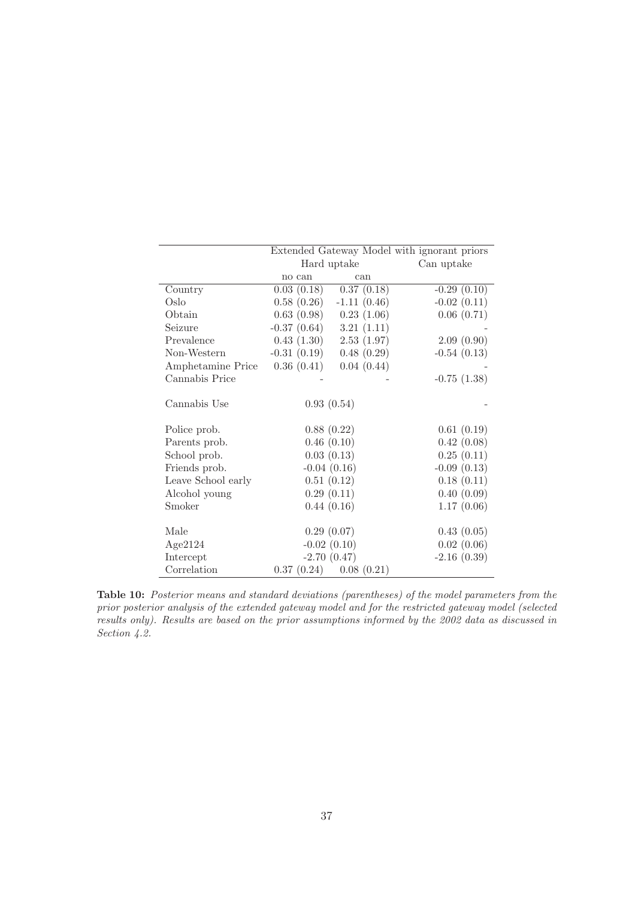| | Extended Gateway Model with ignorant priors | | |
|---|---|---|---|
| | Hard uptake | | Can uptake |
| | no can | can | |
| Country | 0.03 (0.18) | 0.37 (0.18) | -0.29 (0.10) |
| Oslo | 0.58 (0.26) | -1.11 (0.46) | -0.02 (0.11) |
| Obtain | 0.63 (0.98) | 0.23 (1.06) | 0.06 (0.71) |
| Seizure | -0.37 (0.64) | 3.21 (1.11) | - |
| Prevalence | 0.43 (1.30) | 2.53 (1.97) | 2.09 (0.90) |
| Non-Western | -0.31 (0.19) | 0.48 (0.29) | -0.54 (0.13) |
| Amphetamine Price | 0.36 (0.41) | 0.04 (0.44) | - |
| Cannabis Price | - | - | -0.75 (1.38) |
| Cannabis Use | 0.93 (0.54) | | - |
| Police prob. | 0.88 (0.22) | | 0.61 (0.19) |
| Parents prob. | 0.46 (0.10) | | 0.42 (0.08) |
| School prob. | 0.03 (0.13) | | 0.25 (0.11) |
| Friends prob. | -0.04 (0.16) | | -0.09 (0.13) |
| Leave School early | 0.51 (0.12) | | 0.18 (0.11) |
| Alcohol young | 0.29 (0.11) | | 0.40 (0.09) |
| Smoker | 0.44 (0.16) | | 1.17 (0.06) |
| Male | 0.29 (0.07) | | 0.43 (0.05) |
| Age2124 | -0.02 (0.10) | | 0.02 (0.06) |
| Intercept | -2.70 (0.47) | | -2.16 (0.39) |
| Correlation | 0.37 (0.24) | 0.08 (0.21) | |

**Table 10:** *Posterior means and standard deviations (parentheses) of the model parameters from the prior posterior analysis of the extended gateway model and for the restricted gateway model (selected results only). Results are based on the prior assumptions informed by the 2002 data as discussed in Section 4.2.*